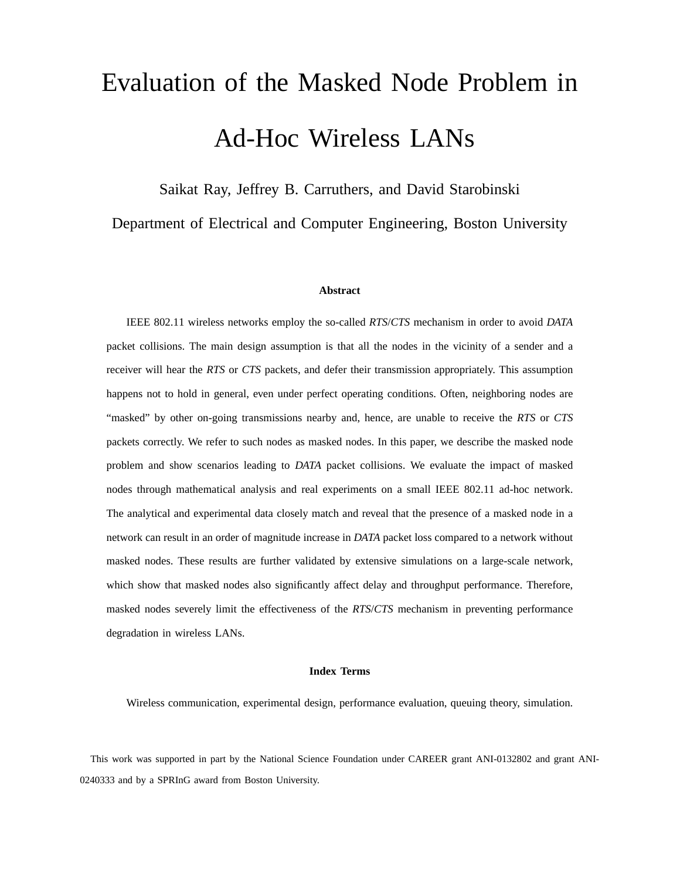# Evaluation of the Masked Node Problem in Ad-Hoc Wireless LANs

Saikat Ray, Jeffrey B. Carruthers, and David Starobinski

Department of Electrical and Computer Engineering, Boston University

### Abstract

IEEE 802.11 wireless networks employ the so-called *RTS*/*CTS* mechanism in order to avoid *DATA* packet collisions. The main design assumption is that all the nodes in the vicinity of a sender and a receiver will hear the *RTS* or *CTS* packets, and defer their transmission appropriately. This assumption happens not to hold in general, even under perfect operating conditions. Often, neighboring nodes are "masked" by other on-going transmissions nearby and, hence, are unable to receive the *RTS* or *CTS* packets correctly. We refer to such nodes as masked nodes. In this paper, we describe the masked node problem and show scenarios leading to *DATA* packet collisions. We evaluate the impact of masked nodes through mathematical analysis and real experiments on a small IEEE 802.11 ad-hoc network. The analytical and experimental data closely match and reveal that the presence of a masked node in a network can result in an order of magnitude increase in *DATA* packet loss compared to a network without masked nodes. These results are further validated by extensive simulations on a large-scale network, which show that masked nodes also significantly affect delay and throughput performance. Therefore, masked nodes severely limit the effectiveness of the *RTS*/*CTS* mechanism in preventing performance degradation in wireless LANs.

### Index Terms

Wireless communication, experimental design, performance evaluation, queuing theory, simulation.

This work was supported in part by the National Science Foundation under CAREER grant ANI-0132802 and grant ANI-0240333 and by a SPRInG award from Boston University.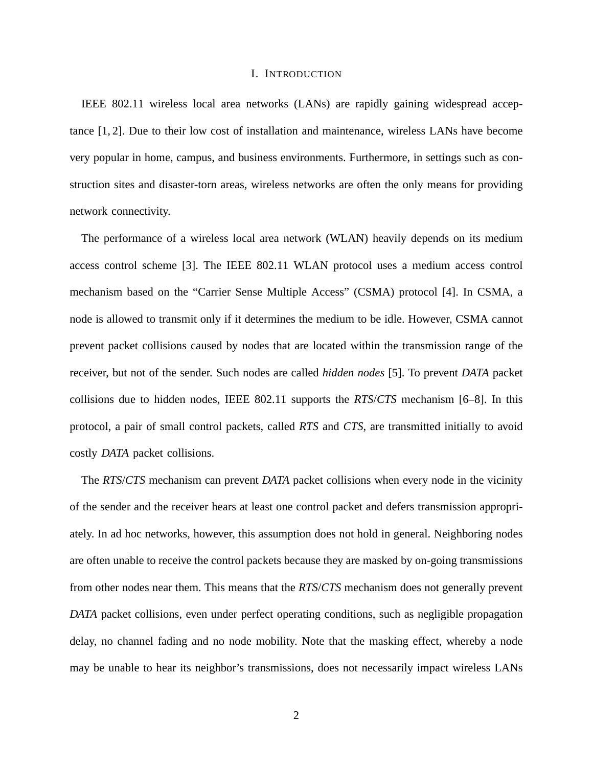# I. INTRODUCTION

IEEE 802.11 wireless local area networks (LANs) are rapidly gaining widespread acceptance [1, 2]. Due to their low cost of installation and maintenance, wireless LANs have become very popular in home, campus, and business environments. Furthermore, in settings such as construction sites and disaster-torn areas, wireless networks are often the only means for providing network connectivity.

The performance of a wireless local area network (WLAN) heavily depends on its medium access control scheme [3]. The IEEE 802.11 WLAN protocol uses a medium access control mechanism based on the "Carrier Sense Multiple Access" (CSMA) protocol [4]. In CSMA, a node is allowed to transmit only if it determines the medium to be idle. However, CSMA cannot prevent packet collisions caused by nodes that are located within the transmission range of the receiver, but not of the sender. Such nodes are called *hidden nodes* [5]. To prevent *DATA* packet collisions due to hidden nodes, IEEE 802.11 supports the *RTS*/*CTS* mechanism [6–8]. In this protocol, a pair of small control packets, called *RTS* and *CTS*, are transmitted initially to avoid costly *DATA* packet collisions.

The *RTS*/*CTS* mechanism can prevent *DATA* packet collisions when every node in the vicinity of the sender and the receiver hears at least one control packet and defers transmission appropriately. In ad hoc networks, however, this assumption does not hold in general. Neighboring nodes are often unable to receive the control packets because they are masked by on-going transmissions from other nodes near them. This means that the *RTS*/*CTS* mechanism does not generally prevent *DATA* packet collisions, even under perfect operating conditions, such as negligible propagation delay, no channel fading and no node mobility. Note that the masking effect, whereby a node may be unable to hear its neighbor's transmissions, does not necessarily impact wireless LANs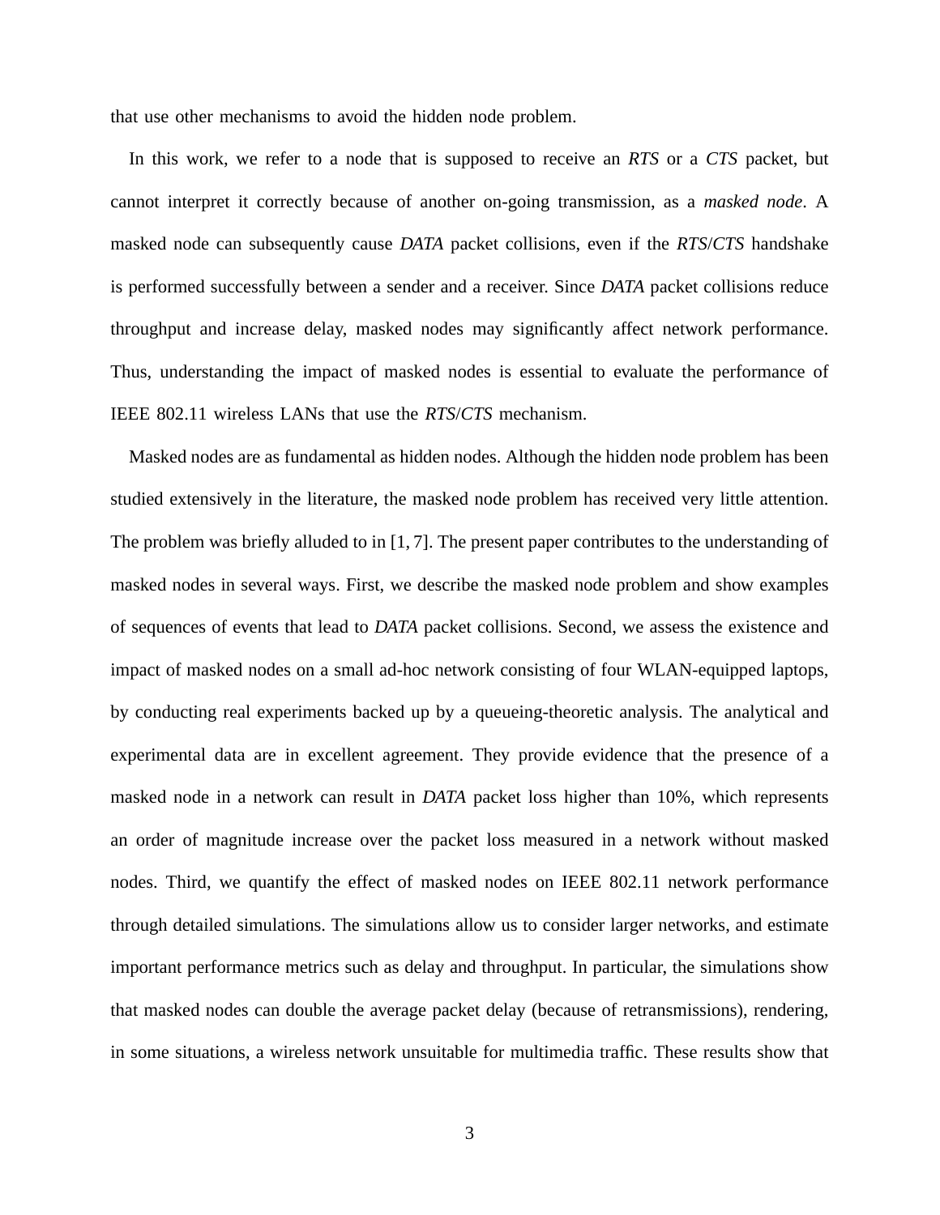that use other mechanisms to avoid the hidden node problem.

In this work, we refer to a node that is supposed to receive an *RTS* or a *CTS* packet, but cannot interpret it correctly because of another on-going transmission, as a *masked node*. A masked node can subsequently cause *DATA* packet collisions, even if the *RTS*/*CTS* handshake is performed successfully between a sender and a receiver. Since *DATA* packet collisions reduce throughput and increase delay, masked nodes may significantly affect network performance. Thus, understanding the impact of masked nodes is essential to evaluate the performance of IEEE 802.11 wireless LANs that use the *RTS*/*CTS* mechanism.

Masked nodes are as fundamental as hidden nodes. Although the hidden node problem has been studied extensively in the literature, the masked node problem has received very little attention. The problem was briefly alluded to in [1, 7]. The present paper contributes to the understanding of masked nodes in several ways. First, we describe the masked node problem and show examples of sequences of events that lead to *DATA* packet collisions. Second, we assess the existence and impact of masked nodes on a small ad-hoc network consisting of four WLAN-equipped laptops, by conducting real experiments backed up by a queueing-theoretic analysis. The analytical and experimental data are in excellent agreement. They provide evidence that the presence of a masked node in a network can result in *DATA* packet loss higher than 10%, which represents an order of magnitude increase over the packet loss measured in a network without masked nodes. Third, we quantify the effect of masked nodes on IEEE 802.11 network performance through detailed simulations. The simulations allow us to consider larger networks, and estimate important performance metrics such as delay and throughput. In particular, the simulations show that masked nodes can double the average packet delay (because of retransmissions), rendering, in some situations, a wireless network unsuitable for multimedia traffic. These results show that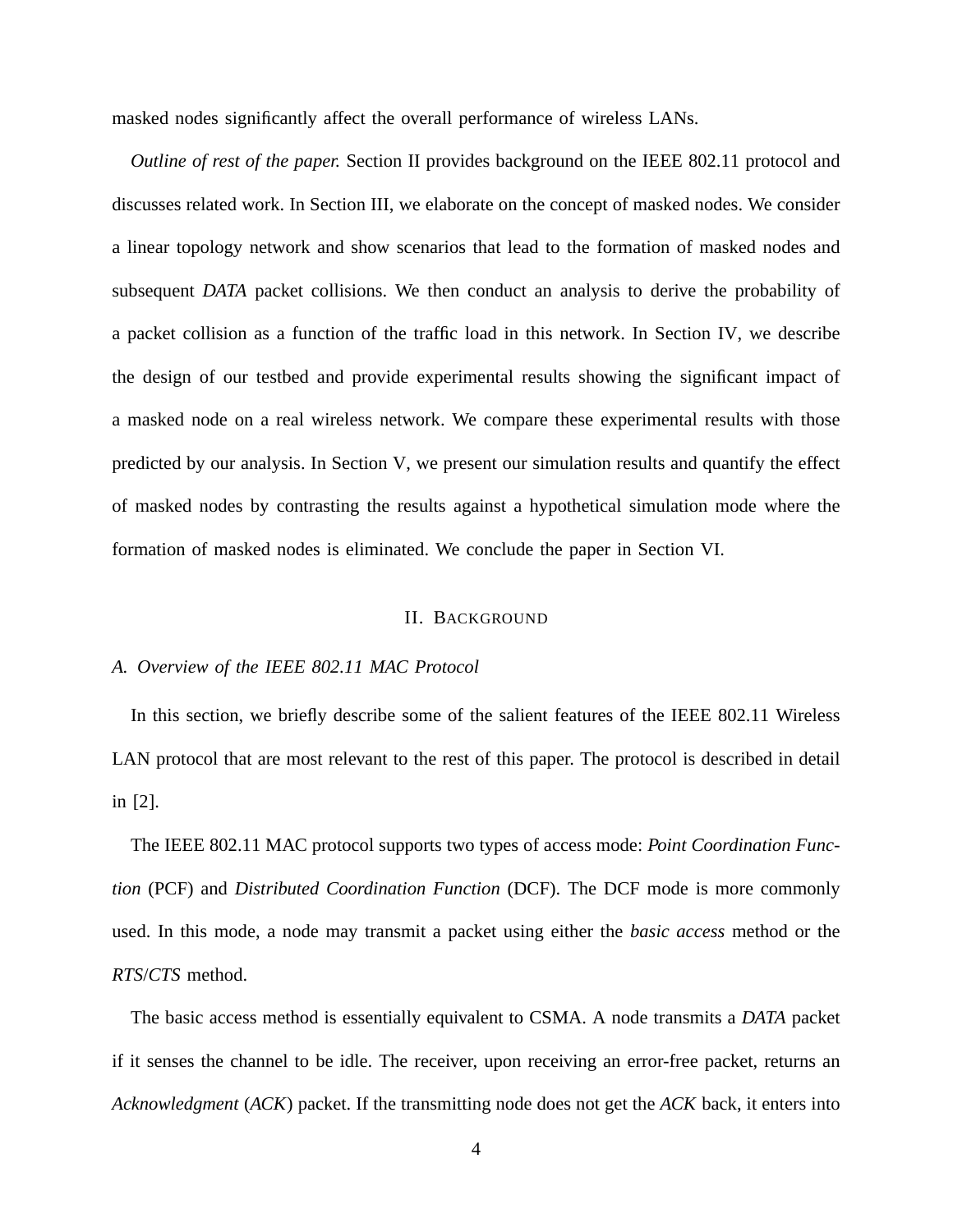masked nodes significantly affect the overall performance of wireless LANs.

*Outline of rest of the paper.* Section II provides background on the IEEE 802.11 protocol and discusses related work. In Section III, we elaborate on the concept of masked nodes. We consider a linear topology network and show scenarios that lead to the formation of masked nodes and subsequent *DATA* packet collisions. We then conduct an analysis to derive the probability of a packet collision as a function of the traffic load in this network. In Section IV, we describe the design of our testbed and provide experimental results showing the significant impact of a masked node on a real wireless network. We compare these experimental results with those predicted by our analysis. In Section V, we present our simulation results and quantify the effect of masked nodes by contrasting the results against a hypothetical simulation mode where the formation of masked nodes is eliminated. We conclude the paper in Section VI.

## II. Background

### A. Overview of the IEEE 802.11 MAC Protocol

In this section, we briefly describe some of the salient features of the IEEE 802.11 Wireless LAN protocol that are most relevant to the rest of this paper. The protocol is described in detail in [2].

The IEEE 802.11 MAC protocol supports two types of access mode: *Point Coordination Function* (PCF) and *Distributed Coordination Function* (DCF). The DCF mode is more commonly used. In this mode, a node may transmit a packet using either the *basic access* method or the *RTS*/*CTS* method.

The basic access method is essentially equivalent to CSMA. A node transmits a *DATA* packet if it senses the channel to be idle. The receiver, upon receiving an error-free packet, returns an *Acknowledgment* (*ACK*) packet. If the transmitting node does not get the *ACK* back, it enters into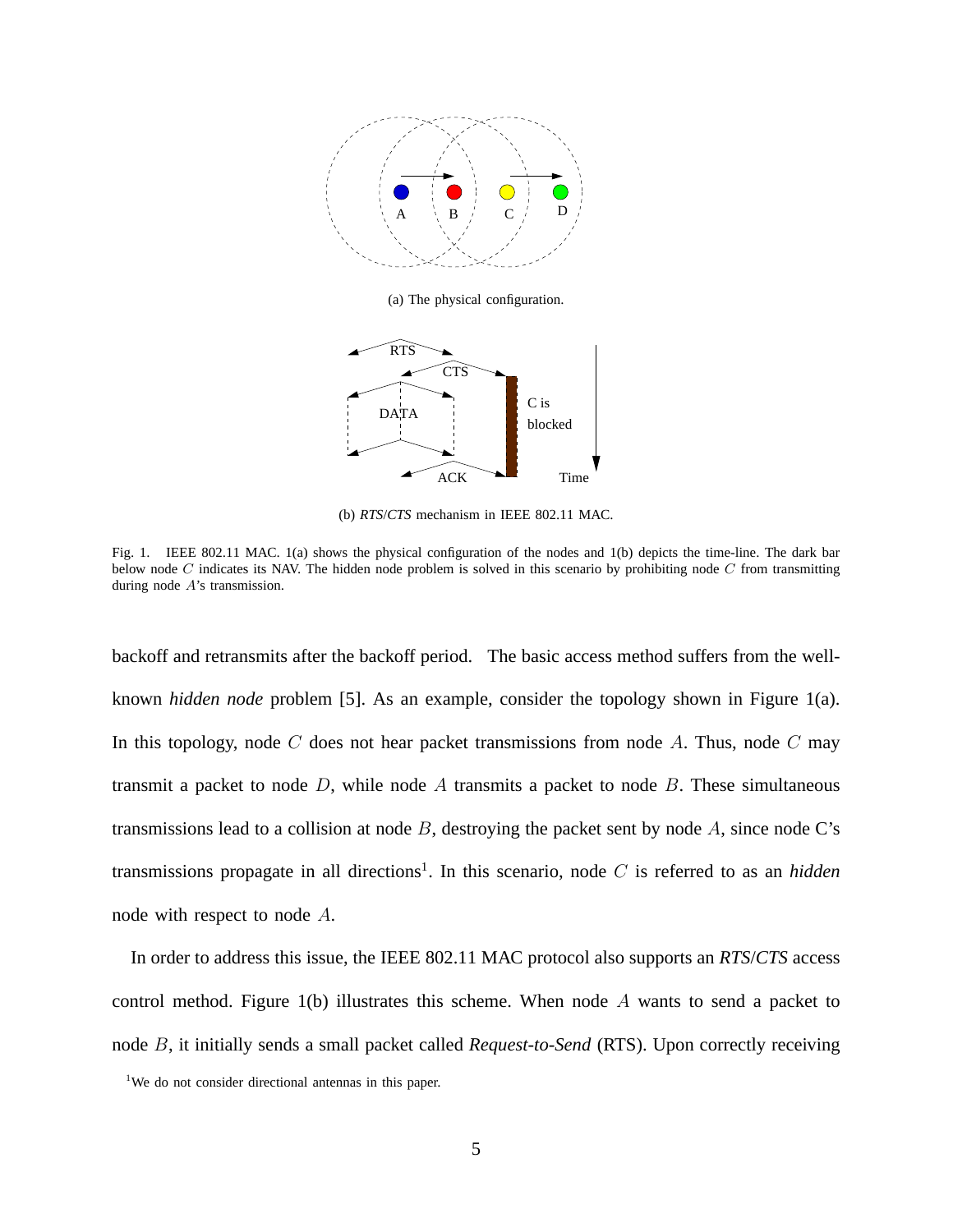(a) The physical configuration.

(b) *RTS*/*CTS* mechanism in IEEE 802.11 MAC.

Fig. 1. IEEE 802.11 MAC. 1(a) shows the physical configuration of the nodes and 1(b) depicts the time-line. The dark bar below node $C$ indicates its NAV. The hidden node problem is solved in this scenario by prohibiting node $C$ from transmitting during node $A$'s transmission.

backoff and retransmits after the backoff period. The basic access method suffers from the well-known *hidden node* problem [5]. As an example, consider the topology shown in Figure 1(a). In this topology, node $C$ does not hear packet transmissions from node $A$. Thus, node $C$ may transmit a packet to node $D$, while node $A$ transmits a packet to node $B$. These simultaneous transmissions lead to a collision at node $B$, destroying the packet sent by node $A$, since node C's transmissions propagate in all directions[1]. In this scenario, node $C$ is referred to as an *hidden* node with respect to node $A$.

In order to address this issue, the IEEE 802.11 MAC protocol also supports an *RTS*/*CTS* access control method. Figure 1(b) illustrates this scheme. When node $A$ wants to send a packet to node $B$, it initially sends a small packet called *Request-to-Send* (RTS). Upon correctly receiving

[1]We do not consider directional antennas in this paper.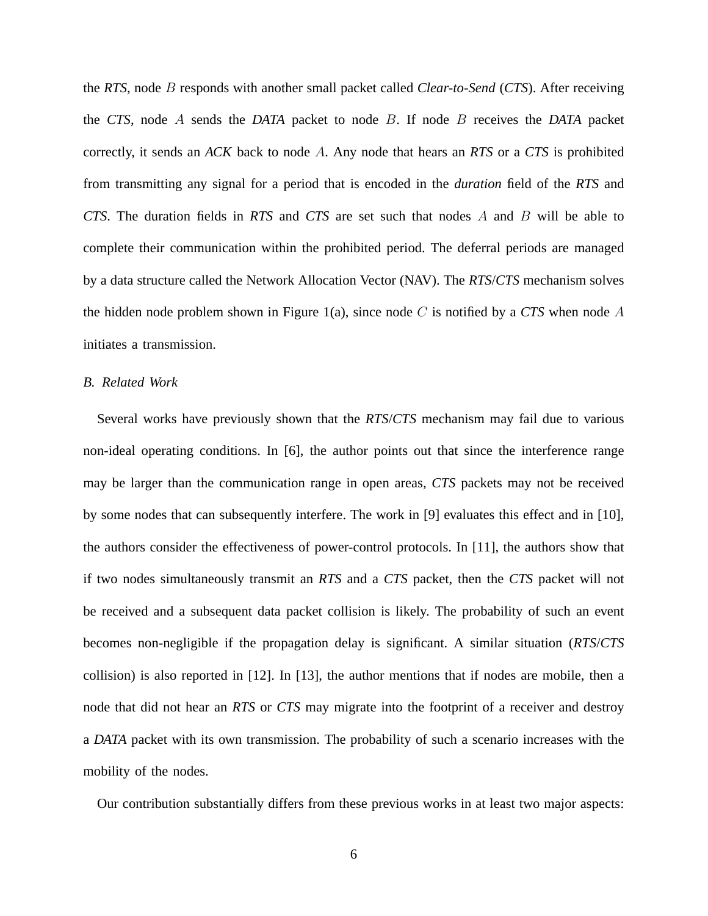the *RTS*, node $B$ responds with another small packet called *Clear-to-Send* (*CTS*). After receiving the *CTS*, node $A$ sends the *DATA* packet to node $B$. If node $B$ receives the *DATA* packet correctly, it sends an *ACK* back to node $A$. Any node that hears an *RTS* or a *CTS* is prohibited from transmitting any signal for a period that is encoded in the *duration* field of the *RTS* and *CTS*. The duration fields in *RTS* and *CTS* are set such that nodes $A$ and $B$ will be able to complete their communication within the prohibited period. The deferral periods are managed by a data structure called the Network Allocation Vector (NAV). The *RTS*/*CTS* mechanism solves the hidden node problem shown in Figure 1(a), since node $C$ is notified by a *CTS* when node $A$ initiates a transmission.

### *B. Related Work*

Several works have previously shown that the *RTS*/*CTS* mechanism may fail due to various non-ideal operating conditions. In [6], the author points out that since the interference range may be larger than the communication range in open areas, *CTS* packets may not be received by some nodes that can subsequently interfere. The work in [9] evaluates this effect and in [10], the authors consider the effectiveness of power-control protocols. In [11], the authors show that if two nodes simultaneously transmit an *RTS* and a *CTS* packet, then the *CTS* packet will not be received and a subsequent data packet collision is likely. The probability of such an event becomes non-negligible if the propagation delay is significant. A similar situation (*RTS*/*CTS* collision) is also reported in [12]. In [13], the author mentions that if nodes are mobile, then a node that did not hear an *RTS* or *CTS* may migrate into the footprint of a receiver and destroy a *DATA* packet with its own transmission. The probability of such a scenario increases with the mobility of the nodes.

Our contribution substantially differs from these previous works in at least two major aspects: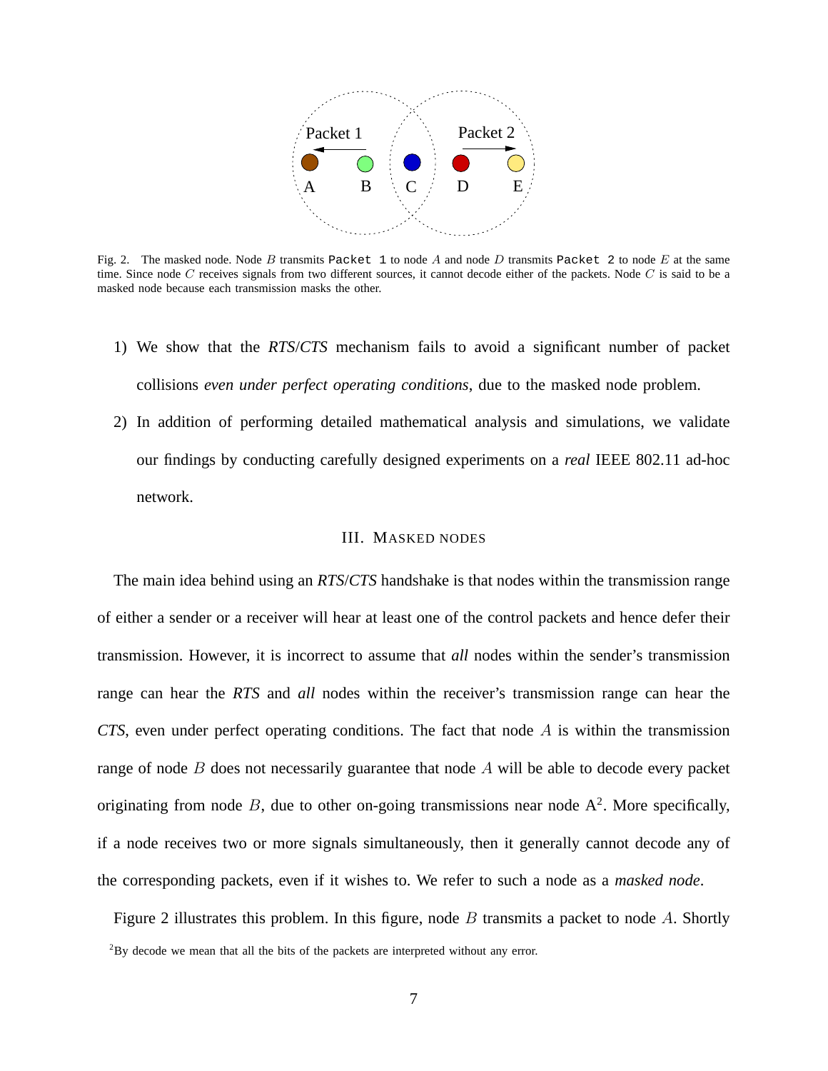Fig. 2. The masked node. Node $B$ transmits `Packet 1` to node $A$ and node $D$ transmits `Packet 2` to node $E$ at the same time. Since node $C$ receives signals from two different sources, it cannot decode either of the packets. Node $C$ is said to be a masked node because each transmission masks the other.

1) We show that the *RTS*/*CTS* mechanism fails to avoid a significant number of packet collisions *even under perfect operating conditions*, due to the masked node problem.
2) In addition of performing detailed mathematical analysis and simulations, we validate our findings by conducting carefully designed experiments on a *real* IEEE 802.11 ad-hoc network.

## III. Masked nodes

The main idea behind using an *RTS*/*CTS* handshake is that nodes within the transmission range of either a sender or a receiver will hear at least one of the control packets and hence defer their transmission. However, it is incorrect to assume that *all* nodes within the sender's transmission range can hear the *RTS* and *all* nodes within the receiver's transmission range can hear the *CTS*, even under perfect operating conditions. The fact that node $A$ is within the transmission range of node $B$ does not necessarily guarantee that node $A$ will be able to decode every packet originating from node $B$, due to other on-going transmissions near node A[2]. More specifically, if a node receives two or more signals simultaneously, then it generally cannot decode any of the corresponding packets, even if it wishes to. We refer to such a node as a *masked node*.

Figure 2 illustrates this problem. In this figure, node $B$ transmits a packet to node $A$. Shortly

[2]By decode we mean that all the bits of the packets are interpreted without any error.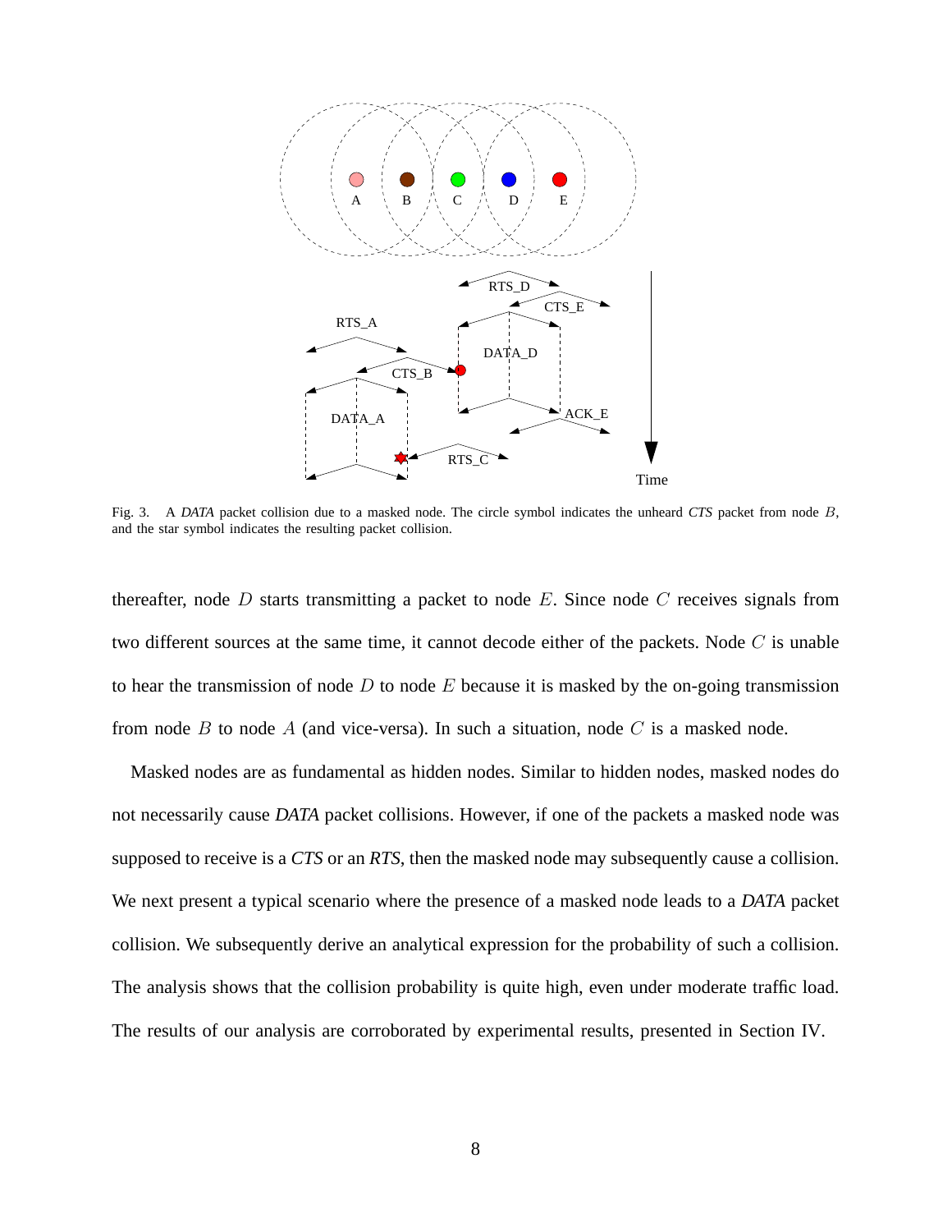Fig. 3. A *DATA* packet collision due to a masked node. The circle symbol indicates the unheard *CTS* packet from node $B$, and the star symbol indicates the resulting packet collision.

thereafter, node $D$ starts transmitting a packet to node $E$. Since node $C$ receives signals from two different sources at the same time, it cannot decode either of the packets. Node $C$ is unable to hear the transmission of node $D$ to node $E$ because it is masked by the on-going transmission from node $B$ to node $A$ (and vice-versa). In such a situation, node $C$ is a masked node.

Masked nodes are as fundamental as hidden nodes. Similar to hidden nodes, masked nodes do not necessarily cause *DATA* packet collisions. However, if one of the packets a masked node was supposed to receive is a *CTS* or an *RTS*, then the masked node may subsequently cause a collision. We next present a typical scenario where the presence of a masked node leads to a *DATA* packet collision. We subsequently derive an analytical expression for the probability of such a collision. The analysis shows that the collision probability is quite high, even under moderate traffic load. The results of our analysis are corroborated by experimental results, presented in Section IV.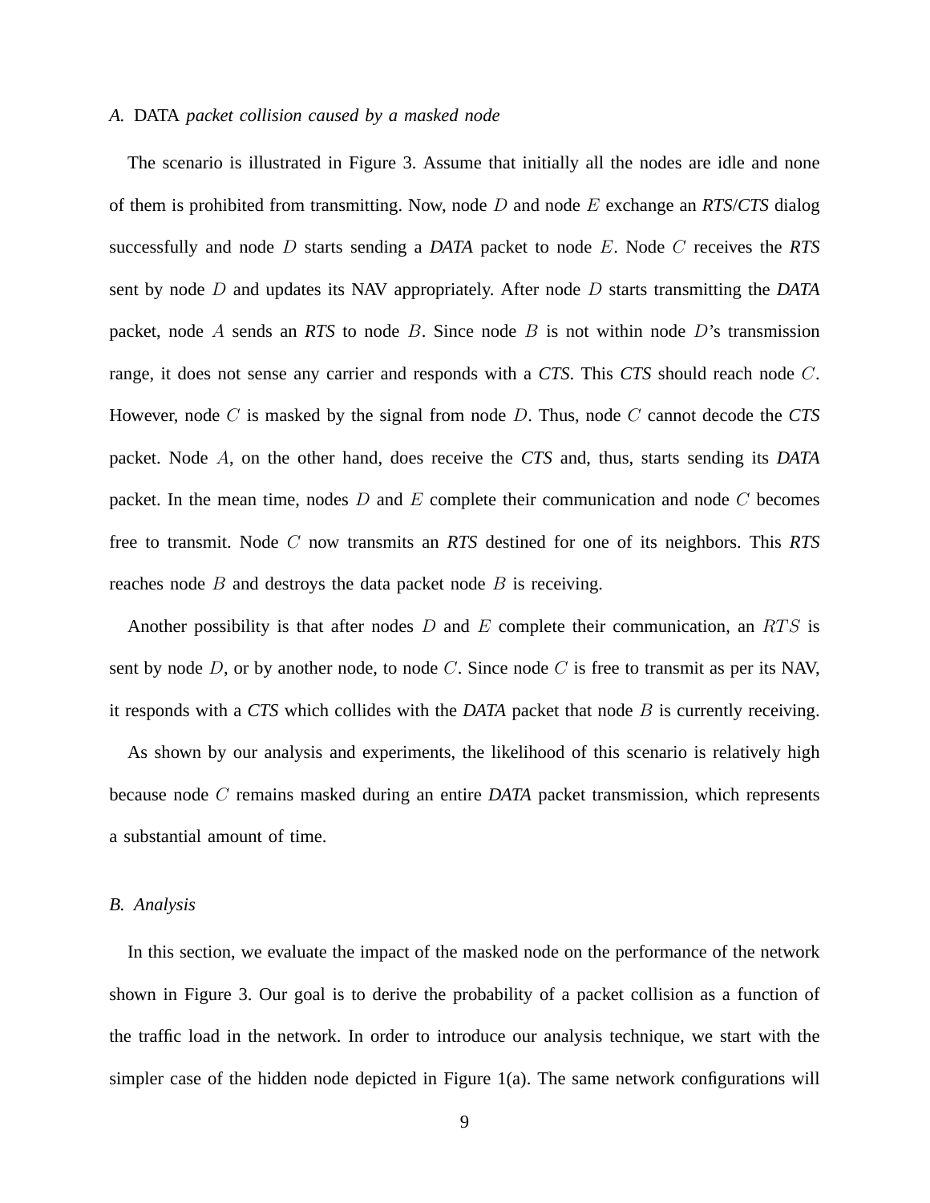### *A.* DATA *packet collision caused by a masked node*

The scenario is illustrated in Figure 3. Assume that initially all the nodes are idle and none of them is prohibited from transmitting. Now, node $D$ and node $E$ exchange an ***RTS***/***CTS*** dialog successfully and node $D$ starts sending a ***DATA*** packet to node $E$. Node $C$ receives the ***RTS*** sent by node $D$ and updates its NAV appropriately. After node $D$ starts transmitting the ***DATA*** packet, node $A$ sends an ***RTS*** to node $B$. Since node $B$ is not within node $D$'s transmission range, it does not sense any carrier and responds with a ***CTS***. This ***CTS*** should reach node $C$. However, node $C$ is masked by the signal from node $D$. Thus, node $C$ cannot decode the ***CTS*** packet. Node $A$, on the other hand, does receive the ***CTS*** and, thus, starts sending its ***DATA*** packet. In the mean time, nodes $D$ and $E$ complete their communication and node $C$ becomes free to transmit. Node $C$ now transmits an ***RTS*** destined for one of its neighbors. This ***RTS*** reaches node $B$ and destroys the data packet node $B$ is receiving.

Another possibility is that after nodes $D$ and $E$ complete their communication, an $RTS$ is sent by node $D$, or by another node, to node $C$. Since node $C$ is free to transmit as per its NAV, it responds with a ***CTS*** which collides with the ***DATA*** packet that node $B$ is currently receiving.

As shown by our analysis and experiments, the likelihood of this scenario is relatively high because node $C$ remains masked during an entire ***DATA*** packet transmission, which represents a substantial amount of time.

### *B. Analysis*

In this section, we evaluate the impact of the masked node on the performance of the network shown in Figure 3. Our goal is to derive the probability of a packet collision as a function of the traffic load in the network. In order to introduce our analysis technique, we start with the simpler case of the hidden node depicted in Figure 1(a). The same network configurations will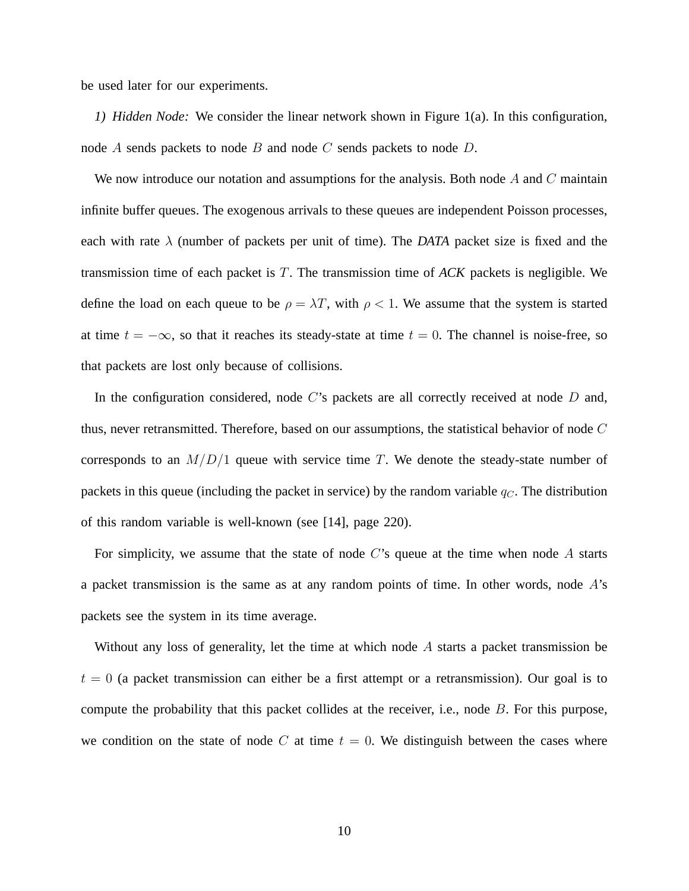be used later for our experiments.

*1) Hidden Node:* We consider the linear network shown in Figure 1(a). In this configuration, node $A$ sends packets to node $B$ and node $C$ sends packets to node $D$.

We now introduce our notation and assumptions for the analysis. Both node $A$ and $C$ maintain infinite buffer queues. The exogenous arrivals to these queues are independent Poisson processes, each with rate $\lambda$ (number of packets per unit of time). The *DATA* packet size is fixed and the transmission time of each packet is $T$. The transmission time of *ACK* packets is negligible. We define the load on each queue to be $\rho = \lambda T$, with $\rho < 1$. We assume that the system is started at time $t = -\infty$, so that it reaches its steady-state at time $t = 0$. The channel is noise-free, so that packets are lost only because of collisions.

In the configuration considered, node $C$'s packets are all correctly received at node $D$ and, thus, never retransmitted. Therefore, based on our assumptions, the statistical behavior of node $C$ corresponds to an $M/D/1$ queue with service time $T$. We denote the steady-state number of packets in this queue (including the packet in service) by the random variable $q_C$. The distribution of this random variable is well-known (see [14], page 220).

For simplicity, we assume that the state of node $C$'s queue at the time when node $A$ starts a packet transmission is the same as at any random points of time. In other words, node $A$'s packets see the system in its time average.

Without any loss of generality, let the time at which node $A$ starts a packet transmission be $t = 0$ (a packet transmission can either be a first attempt or a retransmission). Our goal is to compute the probability that this packet collides at the receiver, i.e., node $B$. For this purpose, we condition on the state of node $C$ at time $t = 0$. We distinguish between the cases where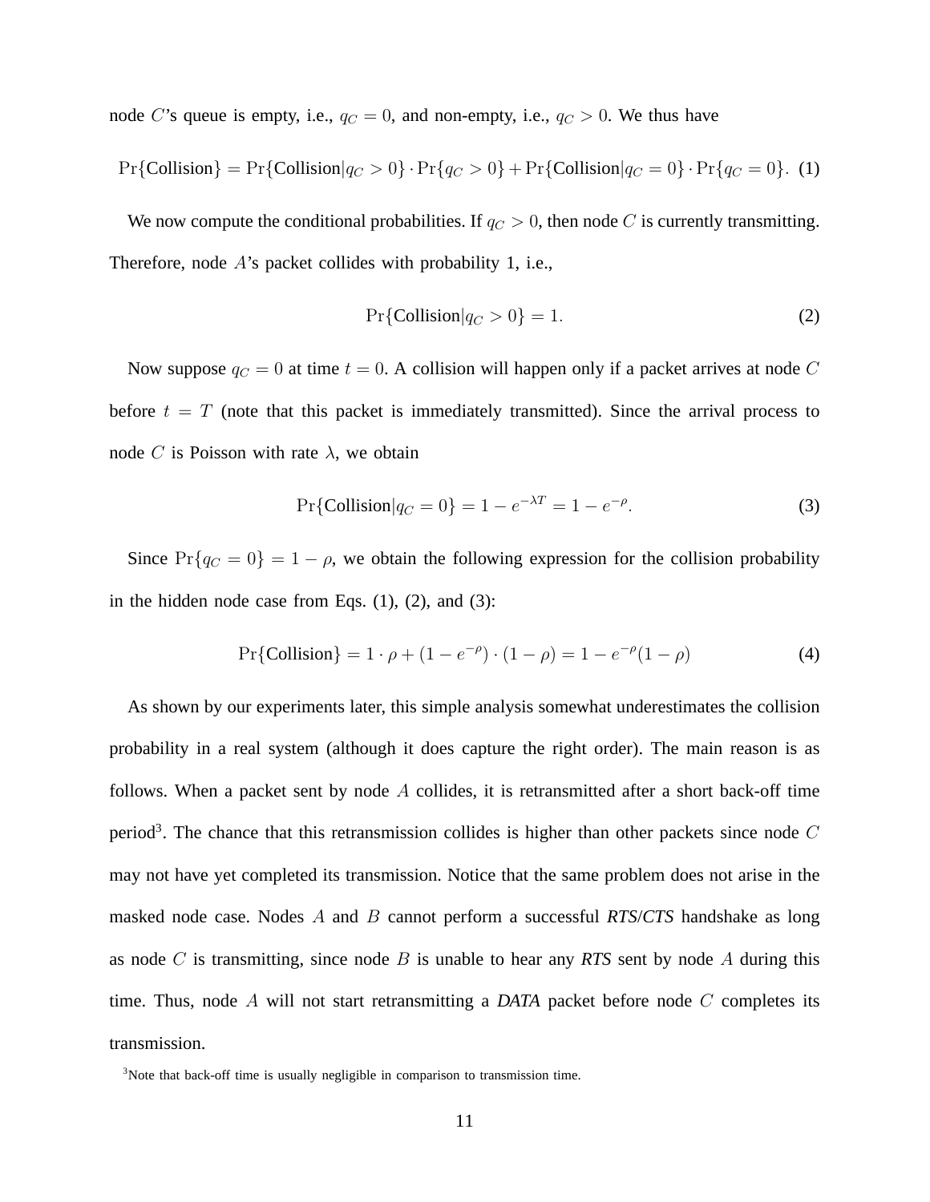node $C$'s queue is empty, i.e., $q_C = 0$, and non-empty, i.e., $q_C > 0$. We thus have

$$\Pr\{\text{Collision}\} = \Pr\{\text{Collision}|q_C > 0\} \cdot \Pr\{q_C > 0\} + \Pr\{\text{Collision}|q_C = 0\} \cdot \Pr\{q_C = 0\}. \quad (1)$$

We now compute the conditional probabilities. If $q_C > 0$, then node $C$ is currently transmitting. Therefore, node $A$'s packet collides with probability 1, i.e.,

$$\Pr\{\text{Collision}|q_C > 0\} = 1. \quad (2)$$

Now suppose $q_C = 0$ at time $t = 0$. A collision will happen only if a packet arrives at node $C$ before $t = T$ (note that this packet is immediately transmitted). Since the arrival process to node $C$ is Poisson with rate $\lambda$, we obtain

$$\Pr\{\text{Collision}|q_C = 0\} = 1 - e^{-\lambda T} = 1 - e^{-\rho}. \quad (3)$$

Since $\Pr\{q_C = 0\} = 1 - \rho$, we obtain the following expression for the collision probability in the hidden node case from Eqs. (1), (2), and (3):

$$\Pr\{\text{Collision}\} = 1 \cdot \rho + (1 - e^{-\rho}) \cdot (1 - \rho) = 1 - e^{-\rho}(1 - \rho) \quad (4)$$

As shown by our experiments later, this simple analysis somewhat underestimates the collision probability in a real system (although it does capture the right order). The main reason is as follows. When a packet sent by node $A$ collides, it is retransmitted after a short back-off time period[3]. The chance that this retransmission collides is higher than other packets since node $C$ may not have yet completed its transmission. Notice that the same problem does not arise in the masked node case. Nodes $A$ and $B$ cannot perform a successful ***RTS***/***CTS*** handshake as long as node $C$ is transmitting, since node $B$ is unable to hear any ***RTS*** sent by node $A$ during this time. Thus, node $A$ will not start retransmitting a ***DATA*** packet before node $C$ completes its transmission.

[3]Note that back-off time is usually negligible in comparison to transmission time.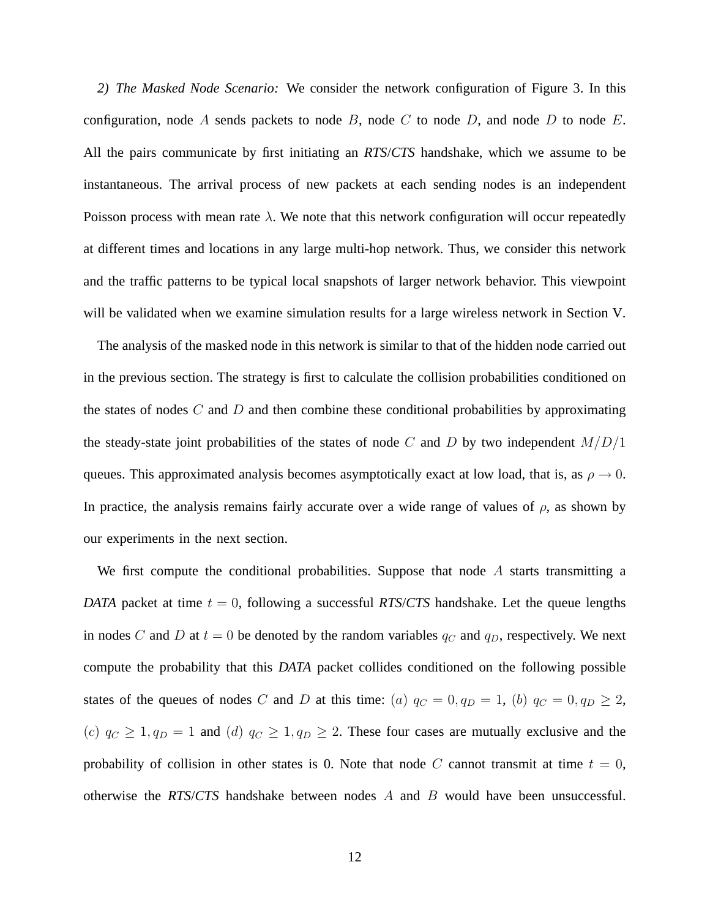*2) The Masked Node Scenario:* We consider the network configuration of Figure 3. In this configuration, node $A$ sends packets to node $B$, node $C$ to node $D$, and node $D$ to node $E$. All the pairs communicate by first initiating an ***RTS/CTS*** handshake, which we assume to be instantaneous. The arrival process of new packets at each sending nodes is an independent Poisson process with mean rate $\lambda$. We note that this network configuration will occur repeatedly at different times and locations in any large multi-hop network. Thus, we consider this network and the traffic patterns to be typical local snapshots of larger network behavior. This viewpoint will be validated when we examine simulation results for a large wireless network in Section V.

The analysis of the masked node in this network is similar to that of the hidden node carried out in the previous section. The strategy is first to calculate the collision probabilities conditioned on the states of nodes $C$ and $D$ and then combine these conditional probabilities by approximating the steady-state joint probabilities of the states of node $C$ and $D$ by two independent $M/D/1$ queues. This approximated analysis becomes asymptotically exact at low load, that is, as $\rho \to 0$. In practice, the analysis remains fairly accurate over a wide range of values of $\rho$, as shown by our experiments in the next section.

We first compute the conditional probabilities. Suppose that node $A$ starts transmitting a ***DATA*** packet at time $t = 0$, following a successful ***RTS/CTS*** handshake. Let the queue lengths in nodes $C$ and $D$ at $t = 0$ be denoted by the random variables $q_C$ and $q_D$, respectively. We next compute the probability that this ***DATA*** packet collides conditioned on the following possible states of the queues of nodes $C$ and $D$ at this time: $(a)$ $q_C = 0, q_D = 1$, $(b)$ $q_C = 0, q_D \geq 2$, $(c)$ $q_C \geq 1, q_D = 1$ and $(d)$ $q_C \geq 1, q_D \geq 2$. These four cases are mutually exclusive and the probability of collision in other states is 0. Note that node $C$ cannot transmit at time $t = 0$, otherwise the ***RTS/CTS*** handshake between nodes $A$ and $B$ would have been unsuccessful.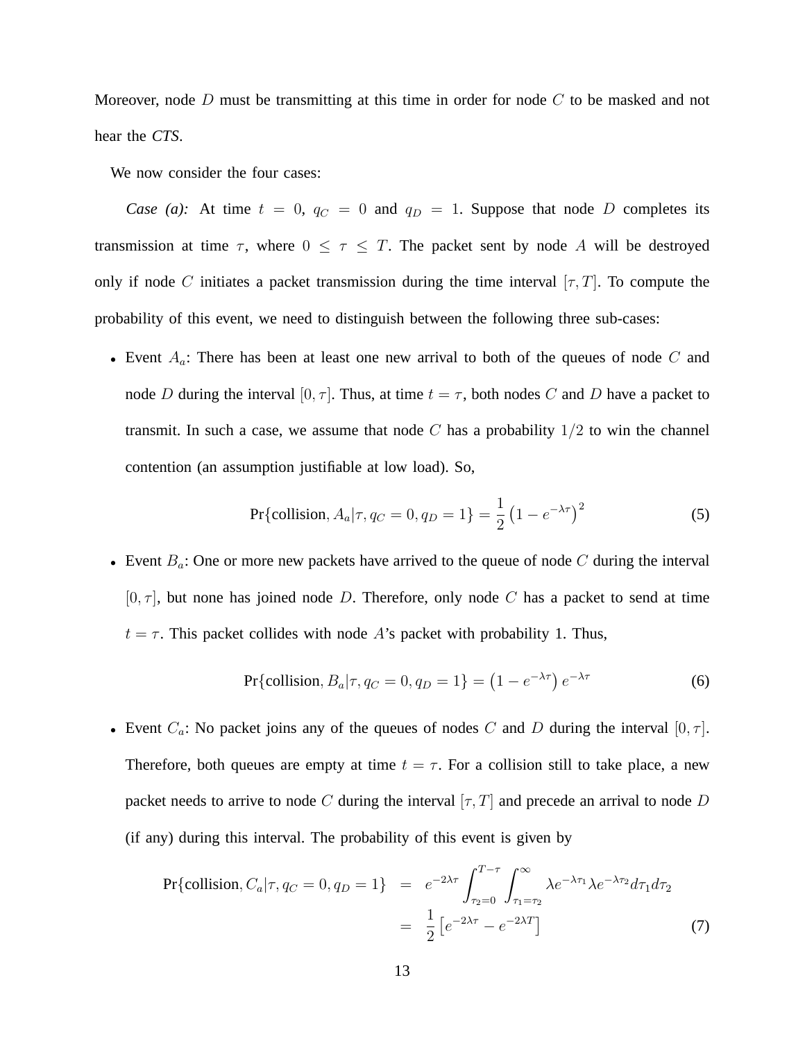Moreover, node $D$ must be transmitting at this time in order for node $C$ to be masked and not hear the *CTS*.

We now consider the four cases:

*Case (a):* At time $t = 0$, $q_C = 0$ and $q_D = 1$. Suppose that node $D$ completes its transmission at time $\tau$, where $0 \leq \tau \leq T$. The packet sent by node $A$ will be destroyed only if node $C$ initiates a packet transmission during the time interval $[\tau, T]$. To compute the probability of this event, we need to distinguish between the following three sub-cases:

- Event $A_a$: There has been at least one new arrival to both of the queues of node $C$ and node $D$ during the interval $[0, \tau]$. Thus, at time $t = \tau$, both nodes $C$ and $D$ have a packet to transmit. In such a case, we assume that node $C$ has a probability $1/2$ to win the channel contention (an assumption justifiable at low load). So,

$$\Pr\{\text{collision}, A_a | \tau, q_C = 0, q_D = 1\} = \frac{1}{2}\left(1 - e^{-\lambda\tau}\right)^2 \tag{5}$$

- Event $B_a$: One or more new packets have arrived to the queue of node $C$ during the interval $[0, \tau]$, but none has joined node $D$. Therefore, only node $C$ has a packet to send at time $t = \tau$. This packet collides with node $A$'s packet with probability 1. Thus,

$$\Pr\{\text{collision}, B_a | \tau, q_C = 0, q_D = 1\} = \left(1 - e^{-\lambda\tau}\right) e^{-\lambda\tau} \tag{6}$$

- Event $C_a$: No packet joins any of the queues of nodes $C$ and $D$ during the interval $[0, \tau]$. Therefore, both queues are empty at time $t = \tau$. For a collision still to take place, a new packet needs to arrive to node $C$ during the interval $[\tau, T]$ and precede an arrival to node $D$ (if any) during this interval. The probability of this event is given by

$$\begin{aligned}
\Pr\{\text{collision}, C_a | \tau, q_C = 0, q_D = 1\} &= e^{-2\lambda\tau} \int_{\tau_2=0}^{T-\tau} \int_{\tau_1=\tau_2}^{\infty} \lambda e^{-\lambda\tau_1} \lambda e^{-\lambda\tau_2} d\tau_1 d\tau_2 \\
&= \frac{1}{2}\left[e^{-2\lambda\tau} - e^{-2\lambda T}\right]
\end{aligned} \tag{7}$$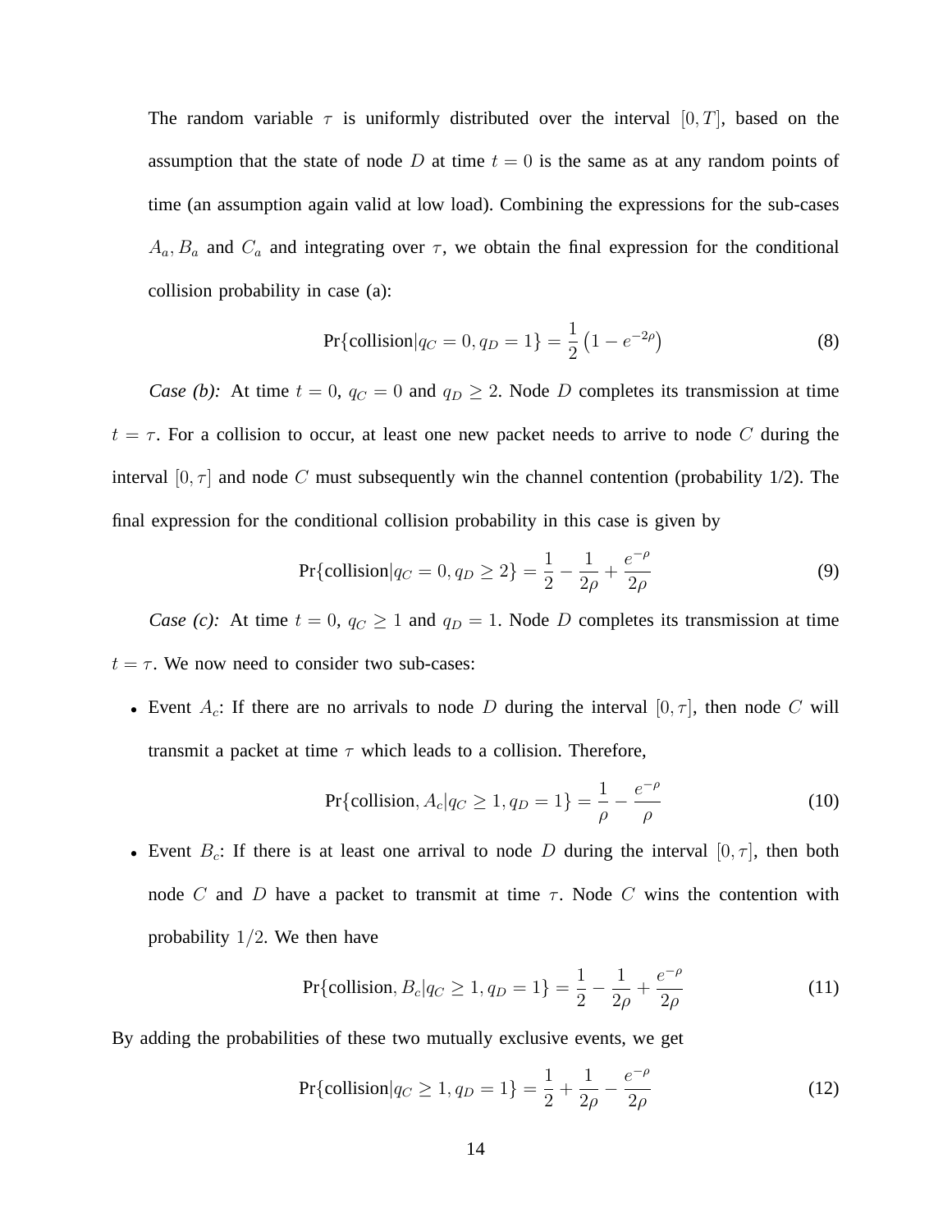The random variable $\tau$ is uniformly distributed over the interval $[0, T]$, based on the assumption that the state of node $D$ at time $t = 0$ is the same as at any random points of time (an assumption again valid at low load). Combining the expressions for the sub-cases $A_a, B_a$ and $C_a$ and integrating over $\tau$, we obtain the final expression for the conditional collision probability in case (a):

$$\Pr\{\text{collision}|q_C = 0, q_D = 1\} = \frac{1}{2}\left(1 - e^{-2\rho}\right) \tag{8}$$

*Case (b):* At time $t = 0$, $q_C = 0$ and $q_D \geq 2$. Node $D$ completes its transmission at time $t = \tau$. For a collision to occur, at least one new packet needs to arrive to node $C$ during the interval $[0, \tau]$ and node $C$ must subsequently win the channel contention (probability 1/2). The final expression for the conditional collision probability in this case is given by

$$\Pr\{\text{collision}|q_C = 0, q_D \geq 2\} = \frac{1}{2} - \frac{1}{2\rho} + \frac{e^{-\rho}}{2\rho} \tag{9}$$

*Case (c):* At time $t = 0$, $q_C \geq 1$ and $q_D = 1$. Node $D$ completes its transmission at time $t = \tau$. We now need to consider two sub-cases:

- Event $A_c$: If there are no arrivals to node $D$ during the interval $[0, \tau]$, then node $C$ will transmit a packet at time $\tau$ which leads to a collision. Therefore,

$$\Pr\{\text{collision}, A_c|q_C \geq 1, q_D = 1\} = \frac{1}{\rho} - \frac{e^{-\rho}}{\rho} \tag{10}$$

- Event $B_c$: If there is at least one arrival to node $D$ during the interval $[0, \tau]$, then both node $C$ and $D$ have a packet to transmit at time $\tau$. Node $C$ wins the contention with probability $1/2$. We then have

$$\Pr\{\text{collision}, B_c|q_C \geq 1, q_D = 1\} = \frac{1}{2} - \frac{1}{2\rho} + \frac{e^{-\rho}}{2\rho} \tag{11}$$

By adding the probabilities of these two mutually exclusive events, we get

$$\Pr\{\text{collision}|q_C \geq 1, q_D = 1\} = \frac{1}{2} + \frac{1}{2\rho} - \frac{e^{-\rho}}{2\rho} \tag{12}$$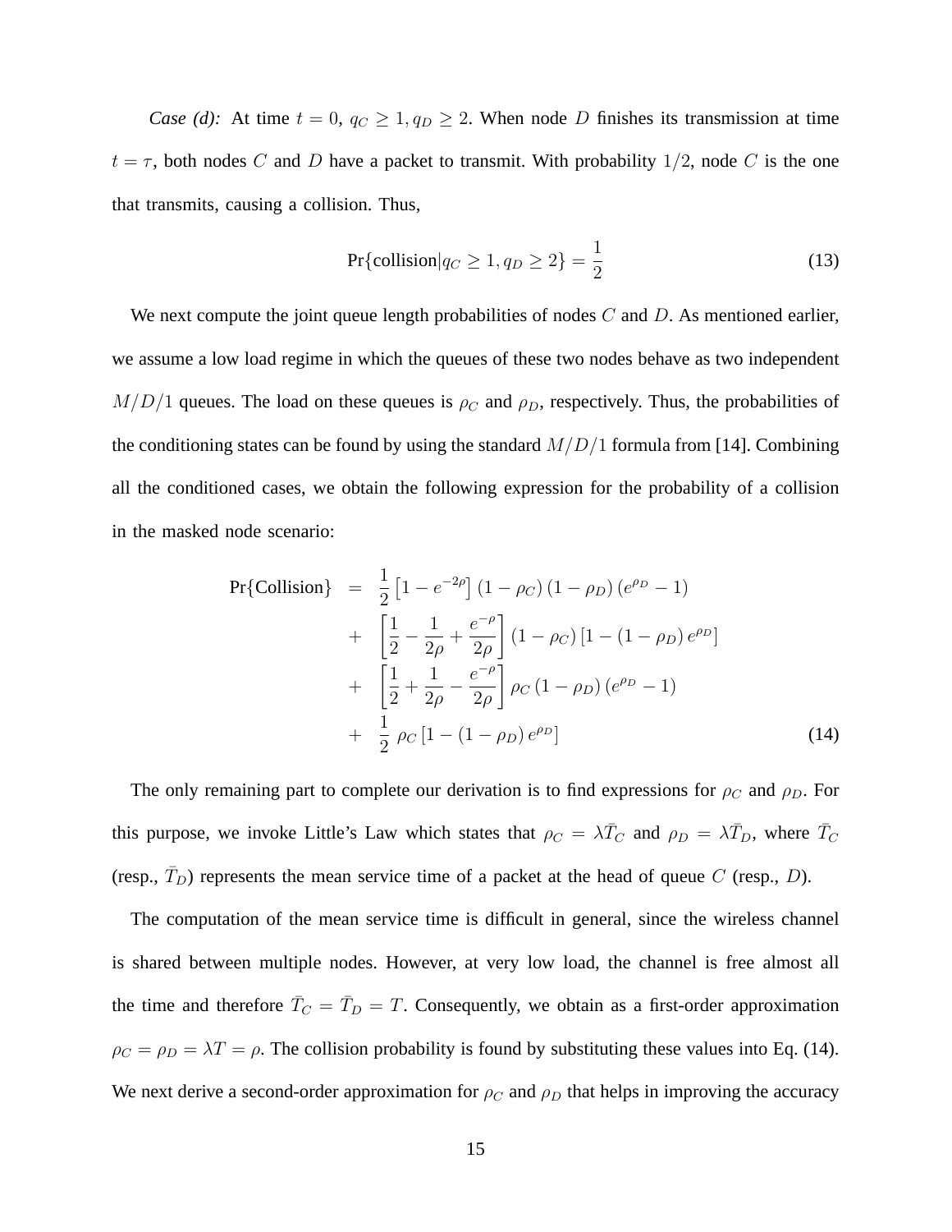*Case (d):* At time $t = 0$, $q_C \geq 1, q_D \geq 2$. When node $D$ finishes its transmission at time $t = \tau$, both nodes $C$ and $D$ have a packet to transmit. With probability $1/2$, node $C$ is the one that transmits, causing a collision. Thus,

$$\Pr\{\text{collision}|q_C \geq 1, q_D \geq 2\} = \frac{1}{2} \tag{13}$$

We next compute the joint queue length probabilities of nodes $C$ and $D$. As mentioned earlier, we assume a low load regime in which the queues of these two nodes behave as two independent $M/D/1$ queues. The load on these queues is $\rho_C$ and $\rho_D$, respectively. Thus, the probabilities of the conditioning states can be found by using the standard $M/D/1$ formula from [14]. Combining all the conditioned cases, we obtain the following expression for the probability of a collision in the masked node scenario:

$$\begin{aligned}
\Pr\{\text{Collision}\} &= \frac{1}{2}\left[1 - e^{-2\rho}\right](1-\rho_C)(1-\rho_D)\left(e^{\rho_D} - 1\right) \\
&+ \left[\frac{1}{2} - \frac{1}{2\rho} + \frac{e^{-\rho}}{2\rho}\right](1-\rho_C)\left[1 - (1-\rho_D)e^{\rho_D}\right] \\
&+ \left[\frac{1}{2} + \frac{1}{2\rho} - \frac{e^{-\rho}}{2\rho}\right]\rho_C(1-\rho_D)\left(e^{\rho_D} - 1\right) \\
&+ \frac{1}{2}\,\rho_C\left[1 - (1-\rho_D)e^{\rho_D}\right]
\end{aligned} \tag{14}$$

The only remaining part to complete our derivation is to find expressions for $\rho_C$ and $\rho_D$. For this purpose, we invoke Little's Law which states that $\rho_C = \lambda \bar{T}_C$ and $\rho_D = \lambda \bar{T}_D$, where $\bar{T}_C$ (resp., $\bar{T}_D$) represents the mean service time of a packet at the head of queue $C$ (resp., $D$).

The computation of the mean service time is difficult in general, since the wireless channel is shared between multiple nodes. However, at very low load, the channel is free almost all the time and therefore $\bar{T}_C = \bar{T}_D = T$. Consequently, we obtain as a first-order approximation $\rho_C = \rho_D = \lambda T = \rho$. The collision probability is found by substituting these values into Eq. (14). We next derive a second-order approximation for $\rho_C$ and $\rho_D$ that helps in improving the accuracy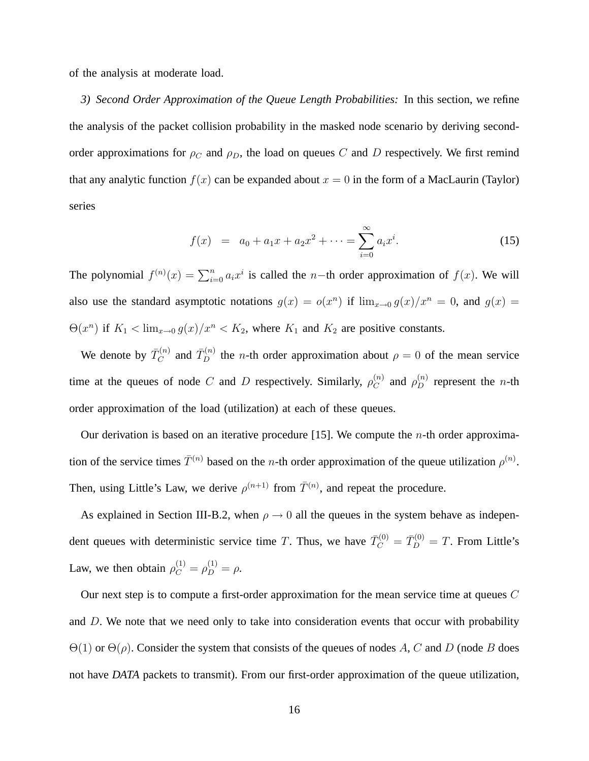of the analysis at moderate load.

*3) Second Order Approximation of the Queue Length Probabilities:* In this section, we refine the analysis of the packet collision probability in the masked node scenario by deriving second-order approximations for $\rho_C$ and $\rho_D$, the load on queues $C$ and $D$ respectively. We first remind that any analytic function $f(x)$ can be expanded about $x = 0$ in the form of a MacLaurin (Taylor) series

$$f(x) \;=\; a_0 + a_1 x + a_2 x^2 + \cdots = \sum_{i=0}^{\infty} a_i x^i. \tag{15}$$

The polynomial $f^{(n)}(x) = \sum_{i=0}^{n} a_i x^i$ is called the $n-$th order approximation of $f(x)$. We will also use the standard asymptotic notations $g(x) = o(x^n)$ if $\lim_{x \to 0} g(x)/x^n = 0$, and $g(x) = \Theta(x^n)$ if $K_1 < \lim_{x \to 0} g(x)/x^n < K_2$, where $K_1$ and $K_2$ are positive constants.

We denote by $\bar{T}_C^{(n)}$ and $\bar{T}_D^{(n)}$ the $n$-th order approximation about $\rho = 0$ of the mean service time at the queues of node $C$ and $D$ respectively. Similarly, $\rho_C^{(n)}$ and $\rho_D^{(n)}$ represent the $n$-th order approximation of the load (utilization) at each of these queues.

Our derivation is based on an iterative procedure [15]. We compute the $n$-th order approximation of the service times $\bar{T}^{(n)}$ based on the $n$-th order approximation of the queue utilization $\rho^{(n)}$. Then, using Little's Law, we derive $\rho^{(n+1)}$ from $\bar{T}^{(n)}$, and repeat the procedure.

As explained in Section III-B.2, when $\rho \to 0$ all the queues in the system behave as independent queues with deterministic service time $T$. Thus, we have $\bar{T}_C^{(0)} = \bar{T}_D^{(0)} = T$. From Little's Law, we then obtain $\rho_C^{(1)} = \rho_D^{(1)} = \rho$.

Our next step is to compute a first-order approximation for the mean service time at queues $C$ and $D$. We note that we need only to take into consideration events that occur with probability $\Theta(1)$ or $\Theta(\rho)$. Consider the system that consists of the queues of nodes $A$, $C$ and $D$ (node $B$ does not have *DATA* packets to transmit). From our first-order approximation of the queue utilization,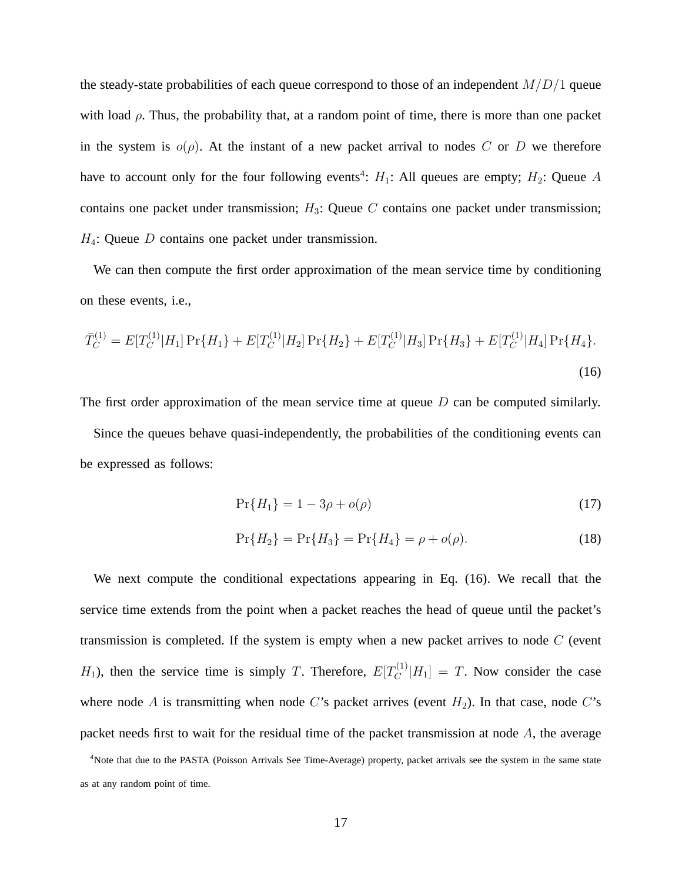the steady-state probabilities of each queue correspond to those of an independent $M/D/1$ queue with load $\rho$. Thus, the probability that, at a random point of time, there is more than one packet in the system is $o(\rho)$. At the instant of a new packet arrival to nodes $C$ or $D$ we therefore have to account only for the four following events[4]: $H_1$: All queues are empty; $H_2$: Queue $A$ contains one packet under transmission; $H_3$: Queue $C$ contains one packet under transmission; $H_4$: Queue $D$ contains one packet under transmission.

We can then compute the first order approximation of the mean service time by conditioning on these events, i.e.,

$$\bar{T}_C^{(1)} = E[T_C^{(1)}|H_1]\Pr\{H_1\} + E[T_C^{(1)}|H_2]\Pr\{H_2\} + E[T_C^{(1)}|H_3]\Pr\{H_3\} + E[T_C^{(1)}|H_4]\Pr\{H_4\}. \tag{16}$$

The first order approximation of the mean service time at queue $D$ can be computed similarly.

Since the queues behave quasi-independently, the probabilities of the conditioning events can be expressed as follows:

$$\Pr\{H_1\} = 1 - 3\rho + o(\rho) \tag{17}$$

$$\Pr\{H_2\} = \Pr\{H_3\} = \Pr\{H_4\} = \rho + o(\rho). \tag{18}$$

We next compute the conditional expectations appearing in Eq. (16). We recall that the service time extends from the point when a packet reaches the head of queue until the packet's transmission is completed. If the system is empty when a new packet arrives to node $C$ (event $H_1$), then the service time is simply $T$. Therefore, $E[T_C^{(1)}|H_1] = T$. Now consider the case where node $A$ is transmitting when node $C$'s packet arrives (event $H_2$). In that case, node $C$'s packet needs first to wait for the residual time of the packet transmission at node $A$, the average

[4]Note that due to the PASTA (Poisson Arrivals See Time-Average) property, packet arrivals see the system in the same state as at any random point of time.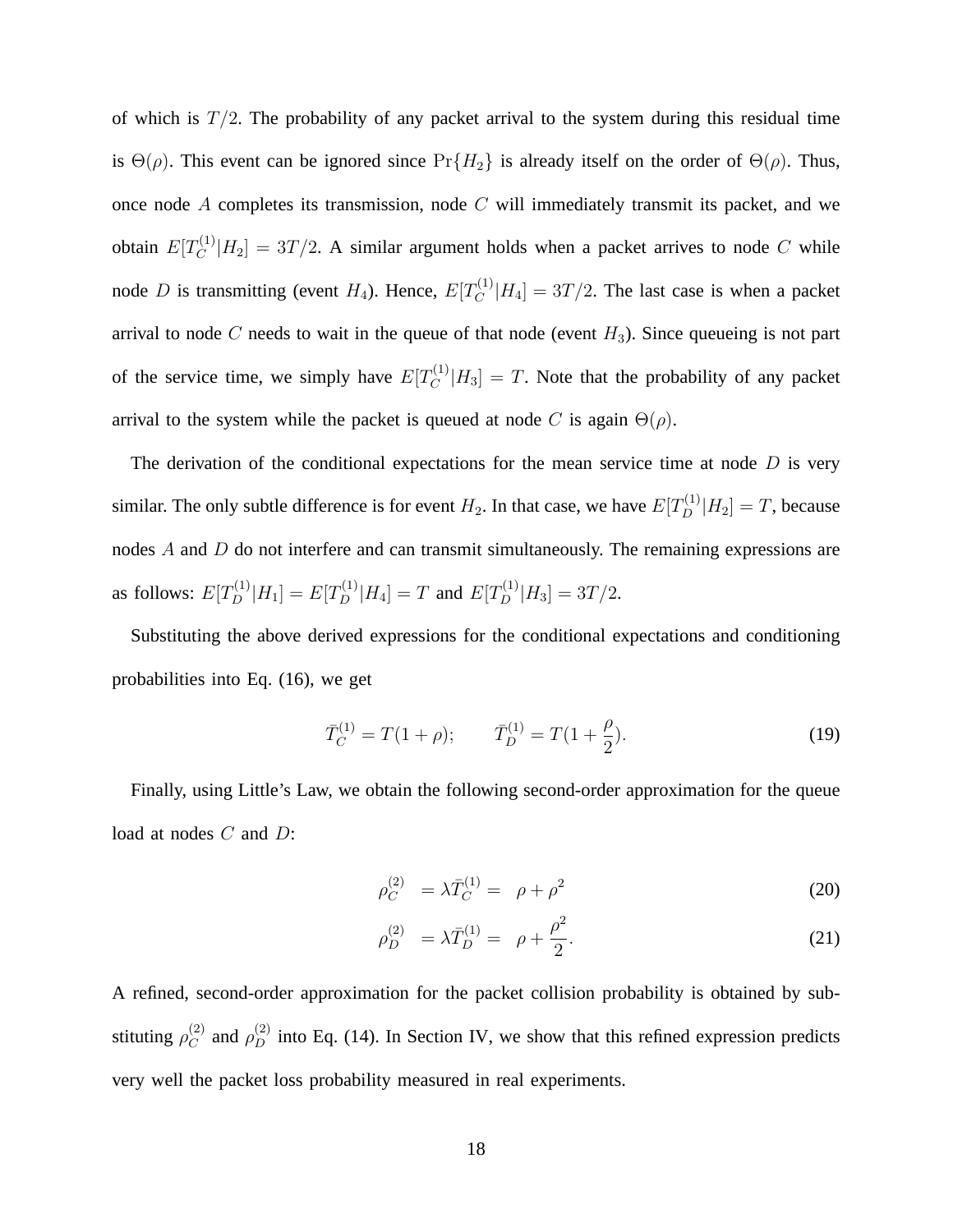of which is $T/2$. The probability of any packet arrival to the system during this residual time is $\Theta(\rho)$. This event can be ignored since $\Pr\{H_2\}$ is already itself on the order of $\Theta(\rho)$. Thus, once node $A$ completes its transmission, node $C$ will immediately transmit its packet, and we obtain $E[T_C^{(1)}|H_2] = 3T/2$. A similar argument holds when a packet arrives to node $C$ while node $D$ is transmitting (event $H_4$). Hence, $E[T_C^{(1)}|H_4] = 3T/2$. The last case is when a packet arrival to node $C$ needs to wait in the queue of that node (event $H_3$). Since queueing is not part of the service time, we simply have $E[T_C^{(1)}|H_3] = T$. Note that the probability of any packet arrival to the system while the packet is queued at node $C$ is again $\Theta(\rho)$.

The derivation of the conditional expectations for the mean service time at node $D$ is very similar. The only subtle difference is for event $H_2$. In that case, we have $E[T_D^{(1)}|H_2] = T$, because nodes $A$ and $D$ do not interfere and can transmit simultaneously. The remaining expressions are as follows: $E[T_D^{(1)}|H_1] = E[T_D^{(1)}|H_4] = T$ and $E[T_D^{(1)}|H_3] = 3T/2$.

Substituting the above derived expressions for the conditional expectations and conditioning probabilities into Eq. (16), we get

$$\bar{T}_C^{(1)} = T(1+\rho); \qquad \bar{T}_D^{(1)} = T(1+\frac{\rho}{2}). \tag{19}$$

Finally, using Little's Law, we obtain the following second-order approximation for the queue load at nodes $C$ and $D$:

$$\rho_C^{(2)} = \lambda \bar{T}_C^{(1)} = \rho + \rho^2 \tag{20}$$

$$\rho_D^{(2)} = \lambda \bar{T}_D^{(1)} = \rho + \frac{\rho^2}{2}. \tag{21}$$

A refined, second-order approximation for the packet collision probability is obtained by substituting $\rho_C^{(2)}$ and $\rho_D^{(2)}$ into Eq. (14). In Section IV, we show that this refined expression predicts very well the packet loss probability measured in real experiments.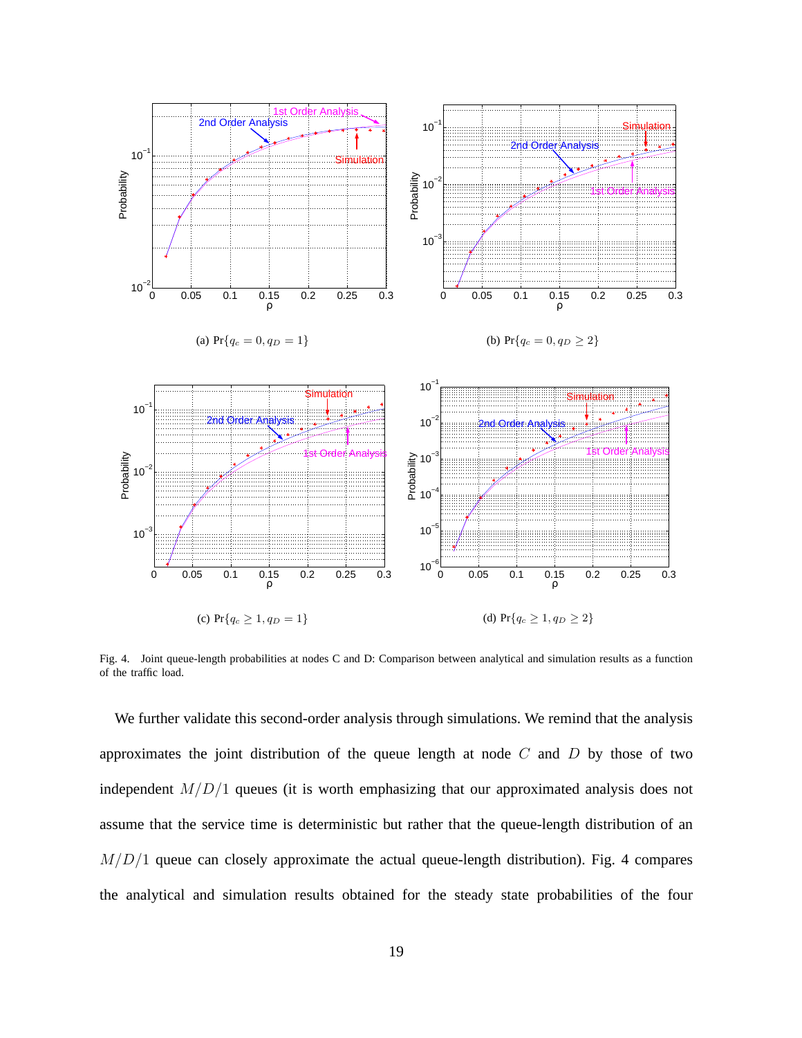(a) $\Pr\{q_c = 0, q_D = 1\}$

(b) $\Pr\{q_c = 0, q_D \geq 2\}$

(c) $\Pr\{q_c \geq 1, q_D = 1\}$

(d) $\Pr\{q_c \geq 1, q_D \geq 2\}$

Fig. 4. Joint queue-length probabilities at nodes C and D: Comparison between analytical and simulation results as a function of the traffic load.

We further validate this second-order analysis through simulations. We remind that the analysis approximates the joint distribution of the queue length at node $C$ and $D$ by those of two independent $M/D/1$ queues (it is worth emphasizing that our approximated analysis does not assume that the service time is deterministic but rather that the queue-length distribution of an $M/D/1$ queue can closely approximate the actual queue-length distribution). Fig. 4 compares the analytical and simulation results obtained for the steady state probabilities of the four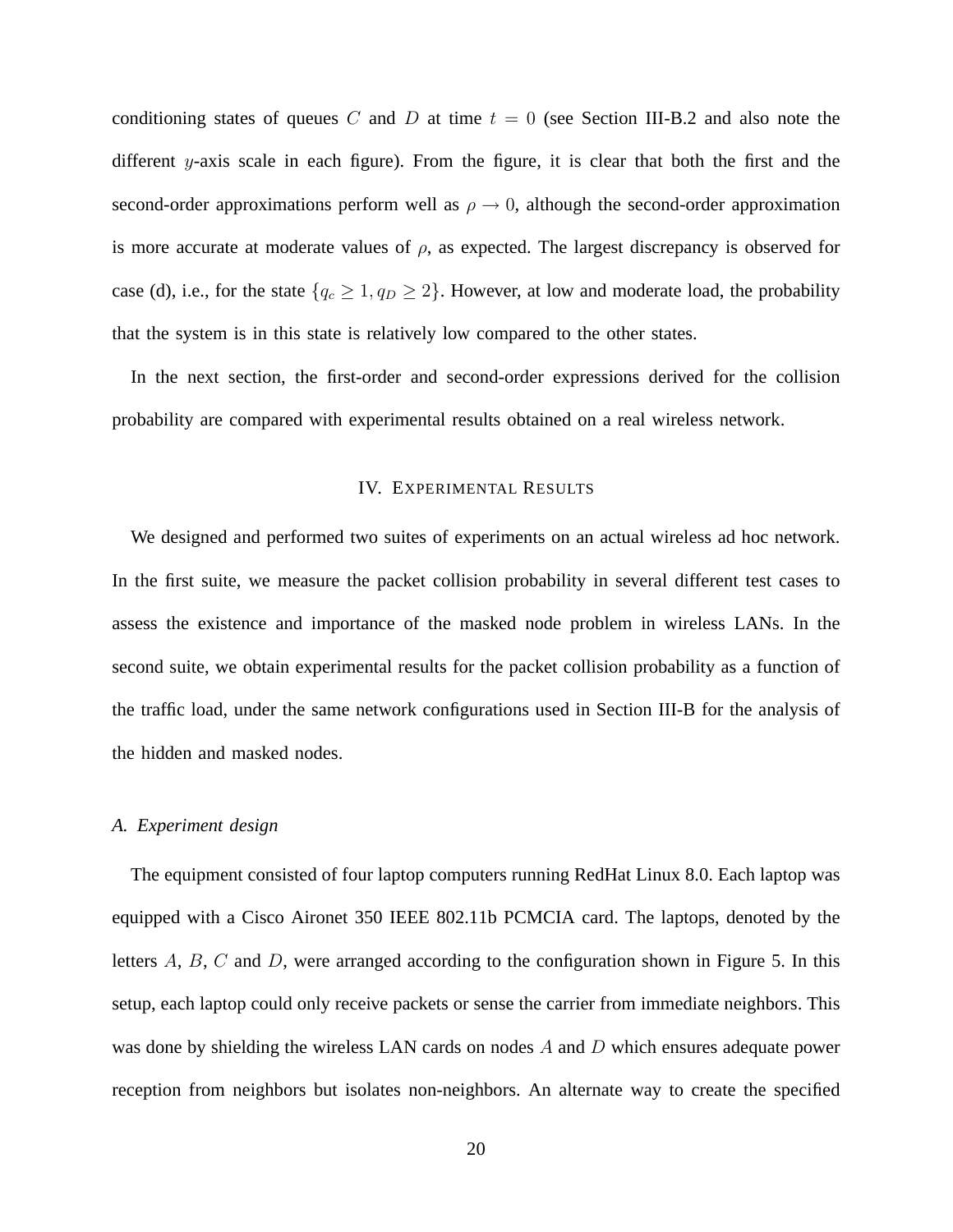conditioning states of queues $C$ and $D$ at time $t = 0$ (see Section III-B.2 and also note the different $y$-axis scale in each figure). From the figure, it is clear that both the first and the second-order approximations perform well as $\rho \to 0$, although the second-order approximation is more accurate at moderate values of $\rho$, as expected. The largest discrepancy is observed for case (d), i.e., for the state $\{q_c \geq 1, q_D \geq 2\}$. However, at low and moderate load, the probability that the system is in this state is relatively low compared to the other states.

In the next section, the first-order and second-order expressions derived for the collision probability are compared with experimental results obtained on a real wireless network.

## IV. Experimental Results

We designed and performed two suites of experiments on an actual wireless ad hoc network. In the first suite, we measure the packet collision probability in several different test cases to assess the existence and importance of the masked node problem in wireless LANs. In the second suite, we obtain experimental results for the packet collision probability as a function of the traffic load, under the same network configurations used in Section III-B for the analysis of the hidden and masked nodes.

### *A. Experiment design*

The equipment consisted of four laptop computers running RedHat Linux 8.0. Each laptop was equipped with a Cisco Aironet 350 IEEE 802.11b PCMCIA card. The laptops, denoted by the letters $A$, $B$, $C$ and $D$, were arranged according to the configuration shown in Figure 5. In this setup, each laptop could only receive packets or sense the carrier from immediate neighbors. This was done by shielding the wireless LAN cards on nodes $A$ and $D$ which ensures adequate power reception from neighbors but isolates non-neighbors. An alternate way to create the specified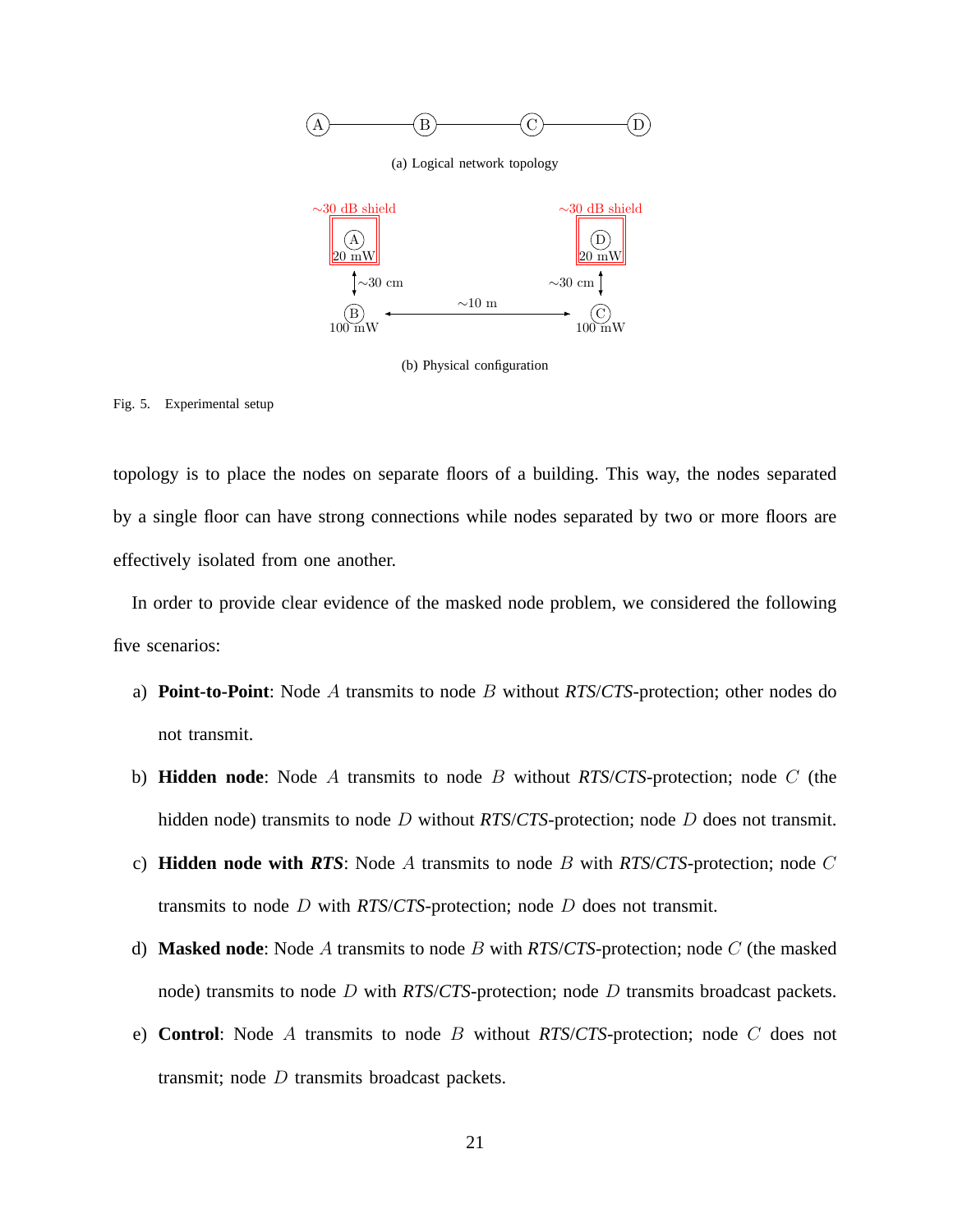(a) Logical network topology

(b) Physical configuration

Fig. 5. Experimental setup

topology is to place the nodes on separate floors of a building. This way, the nodes separated by a single floor can have strong connections while nodes separated by two or more floors are effectively isolated from one another.

In order to provide clear evidence of the masked node problem, we considered the following five scenarios:

a) **Point-to-Point**: Node $A$ transmits to node $B$ without *RTS*/*CTS*-protection; other nodes do not transmit.

b) **Hidden node**: Node $A$ transmits to node $B$ without *RTS*/*CTS*-protection; node $C$ (the hidden node) transmits to node $D$ without *RTS*/*CTS*-protection; node $D$ does not transmit.

c) **Hidden node with *RTS***: Node $A$ transmits to node $B$ with *RTS*/*CTS*-protection; node $C$ transmits to node $D$ with *RTS*/*CTS*-protection; node $D$ does not transmit.

d) **Masked node**: Node $A$ transmits to node $B$ with *RTS*/*CTS*-protection; node $C$ (the masked node) transmits to node $D$ with *RTS*/*CTS*-protection; node $D$ transmits broadcast packets.

e) **Control**: Node $A$ transmits to node $B$ without *RTS*/*CTS*-protection; node $C$ does not transmit; node $D$ transmits broadcast packets.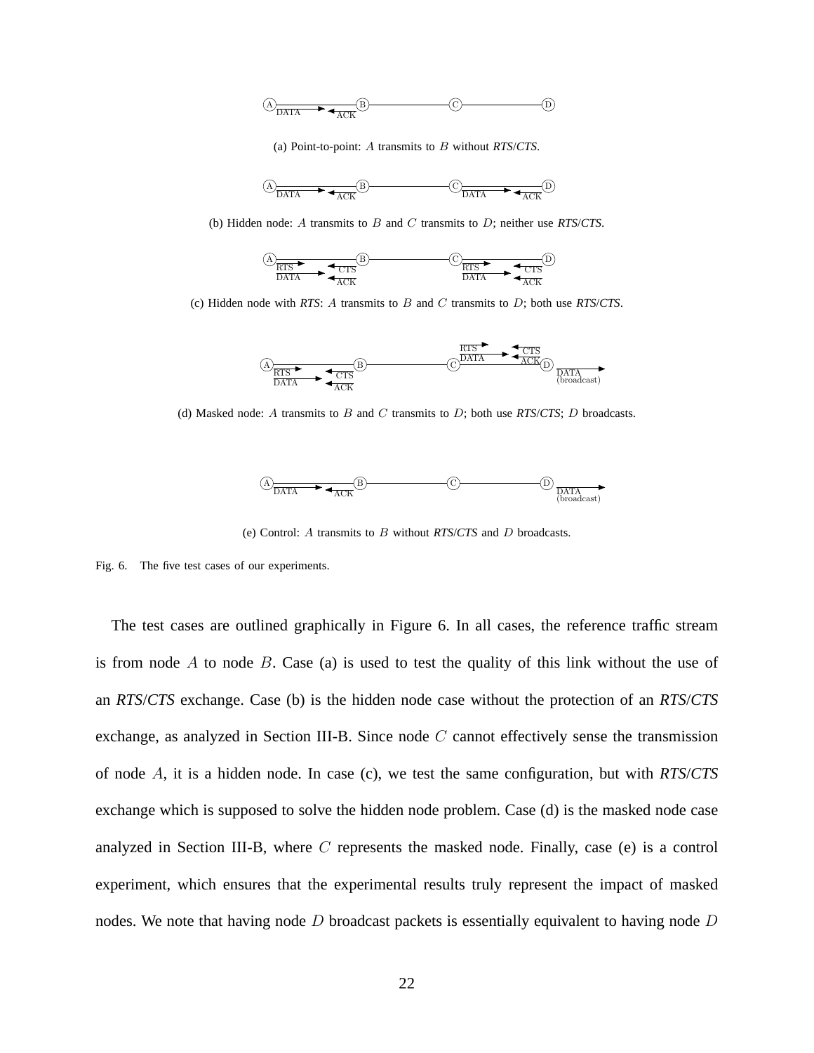(a) Point-to-point: $A$ transmits to $B$ without *RTS*/*CTS*.

(b) Hidden node: $A$ transmits to $B$ and $C$ transmits to $D$; neither use *RTS*/*CTS*.

(c) Hidden node with *RTS*: $A$ transmits to $B$ and $C$ transmits to $D$; both use *RTS*/*CTS*.

(d) Masked node: $A$ transmits to $B$ and $C$ transmits to $D$; both use *RTS*/*CTS*; $D$ broadcasts.

(e) Control: $A$ transmits to $B$ without *RTS*/*CTS* and $D$ broadcasts.

Fig. 6. The five test cases of our experiments.

The test cases are outlined graphically in Figure 6. In all cases, the reference traffic stream is from node $A$ to node $B$. Case (a) is used to test the quality of this link without the use of an *RTS*/*CTS* exchange. Case (b) is the hidden node case without the protection of an *RTS*/*CTS* exchange, as analyzed in Section III-B. Since node $C$ cannot effectively sense the transmission of node $A$, it is a hidden node. In case (c), we test the same configuration, but with *RTS*/*CTS* exchange which is supposed to solve the hidden node problem. Case (d) is the masked node case analyzed in Section III-B, where $C$ represents the masked node. Finally, case (e) is a control experiment, which ensures that the experimental results truly represent the impact of masked nodes. We note that having node $D$ broadcast packets is essentially equivalent to having node $D$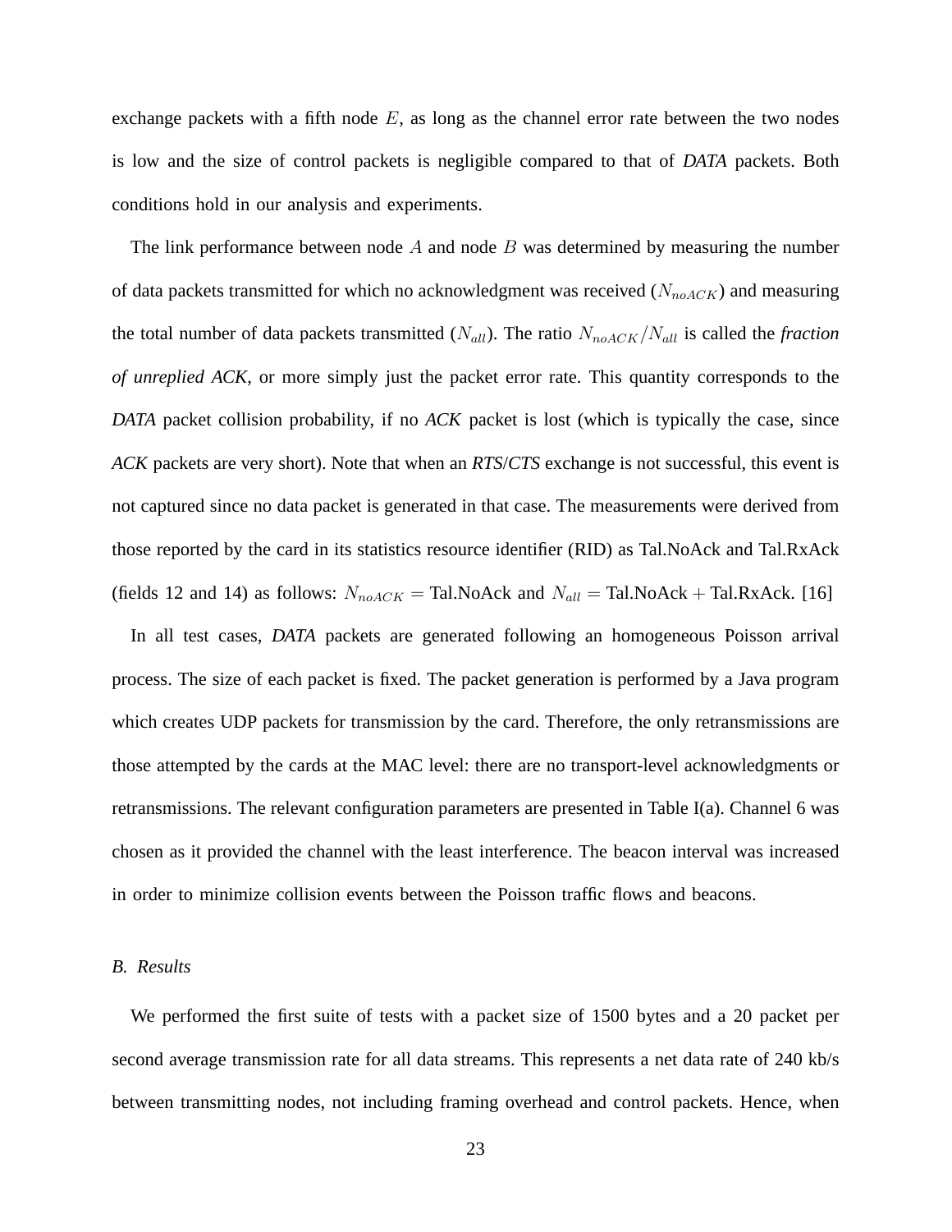exchange packets with a fifth node $E$, as long as the channel error rate between the two nodes is low and the size of control packets is negligible compared to that of *DATA* packets. Both conditions hold in our analysis and experiments.

The link performance between node $A$ and node $B$ was determined by measuring the number of data packets transmitted for which no acknowledgment was received ($N_{noACK}$) and measuring the total number of data packets transmitted ($N_{all}$). The ratio $N_{noACK}/N_{all}$ is called the *fraction of unreplied ACK,* or more simply just the packet error rate. This quantity corresponds to the *DATA* packet collision probability, if no *ACK* packet is lost (which is typically the case, since *ACK* packets are very short). Note that when an *RTS*/*CTS* exchange is not successful, this event is not captured since no data packet is generated in that case. The measurements were derived from those reported by the card in its statistics resource identifier (RID) as Tal.NoAck and Tal.RxAck (fields 12 and 14) as follows: $N_{noACK}$ = Tal.NoAck and $N_{all}$ = Tal.NoAck + Tal.RxAck. [16]

In all test cases, *DATA* packets are generated following an homogeneous Poisson arrival process. The size of each packet is fixed. The packet generation is performed by a Java program which creates UDP packets for transmission by the card. Therefore, the only retransmissions are those attempted by the cards at the MAC level: there are no transport-level acknowledgments or retransmissions. The relevant configuration parameters are presented in Table I(a). Channel 6 was chosen as it provided the channel with the least interference. The beacon interval was increased in order to minimize collision events between the Poisson traffic flows and beacons.

### *B. Results*

We performed the first suite of tests with a packet size of 1500 bytes and a 20 packet per second average transmission rate for all data streams. This represents a net data rate of 240 kb/s between transmitting nodes, not including framing overhead and control packets. Hence, when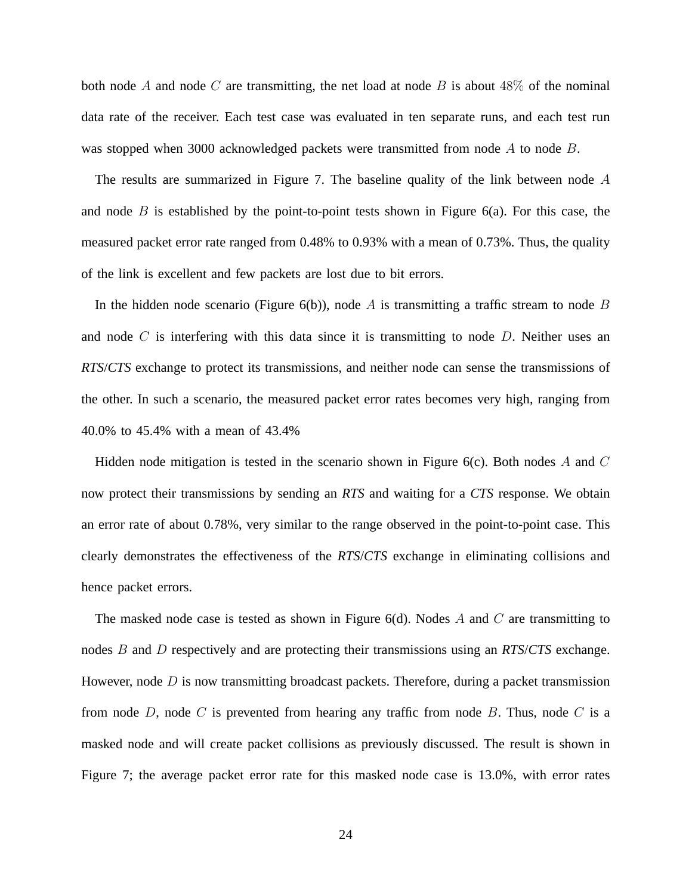both node $A$ and node $C$ are transmitting, the net load at node $B$ is about $48\%$ of the nominal data rate of the receiver. Each test case was evaluated in ten separate runs, and each test run was stopped when 3000 acknowledged packets were transmitted from node $A$ to node $B$.

The results are summarized in Figure 7. The baseline quality of the link between node $A$ and node $B$ is established by the point-to-point tests shown in Figure 6(a). For this case, the measured packet error rate ranged from 0.48% to 0.93% with a mean of 0.73%. Thus, the quality of the link is excellent and few packets are lost due to bit errors.

In the hidden node scenario (Figure 6(b)), node $A$ is transmitting a traffic stream to node $B$ and node $C$ is interfering with this data since it is transmitting to node $D$. Neither uses an ***RTS*/*CTS*** exchange to protect its transmissions, and neither node can sense the transmissions of the other. In such a scenario, the measured packet error rates becomes very high, ranging from 40.0% to 45.4% with a mean of 43.4%

Hidden node mitigation is tested in the scenario shown in Figure 6(c). Both nodes $A$ and $C$ now protect their transmissions by sending an ***RTS*** and waiting for a ***CTS*** response. We obtain an error rate of about 0.78%, very similar to the range observed in the point-to-point case. This clearly demonstrates the effectiveness of the ***RTS*/*CTS*** exchange in eliminating collisions and hence packet errors.

The masked node case is tested as shown in Figure 6(d). Nodes $A$ and $C$ are transmitting to nodes $B$ and $D$ respectively and are protecting their transmissions using an ***RTS*/*CTS*** exchange. However, node $D$ is now transmitting broadcast packets. Therefore, during a packet transmission from node $D$, node $C$ is prevented from hearing any traffic from node $B$. Thus, node $C$ is a masked node and will create packet collisions as previously discussed. The result is shown in Figure 7; the average packet error rate for this masked node case is 13.0%, with error rates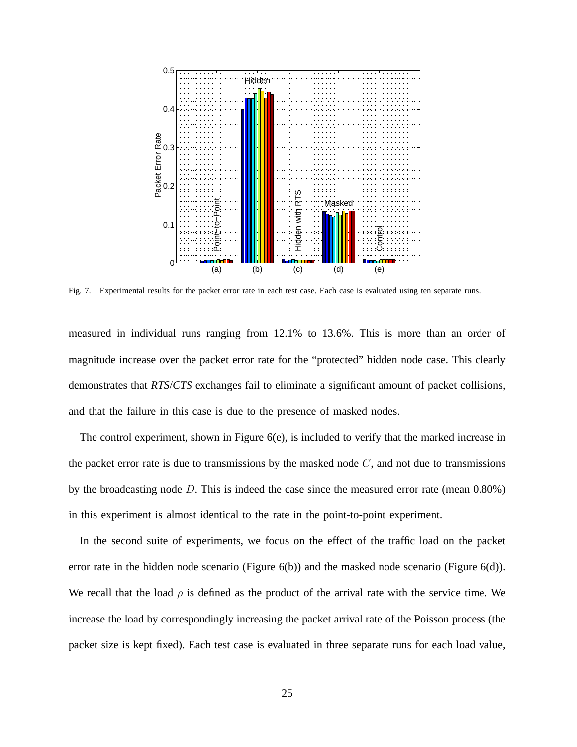Fig. 7. Experimental results for the packet error rate in each test case. Each case is evaluated using ten separate runs.

measured in individual runs ranging from 12.1% to 13.6%. This is more than an order of magnitude increase over the packet error rate for the "protected" hidden node case. This clearly demonstrates that *RTS*/*CTS* exchanges fail to eliminate a significant amount of packet collisions, and that the failure in this case is due to the presence of masked nodes.

The control experiment, shown in Figure 6(e), is included to verify that the marked increase in the packet error rate is due to transmissions by the masked node $C$, and not due to transmissions by the broadcasting node $D$. This is indeed the case since the measured error rate (mean 0.80%) in this experiment is almost identical to the rate in the point-to-point experiment.

In the second suite of experiments, we focus on the effect of the traffic load on the packet error rate in the hidden node scenario (Figure 6(b)) and the masked node scenario (Figure 6(d)). We recall that the load $\rho$ is defined as the product of the arrival rate with the service time. We increase the load by correspondingly increasing the packet arrival rate of the Poisson process (the packet size is kept fixed). Each test case is evaluated in three separate runs for each load value,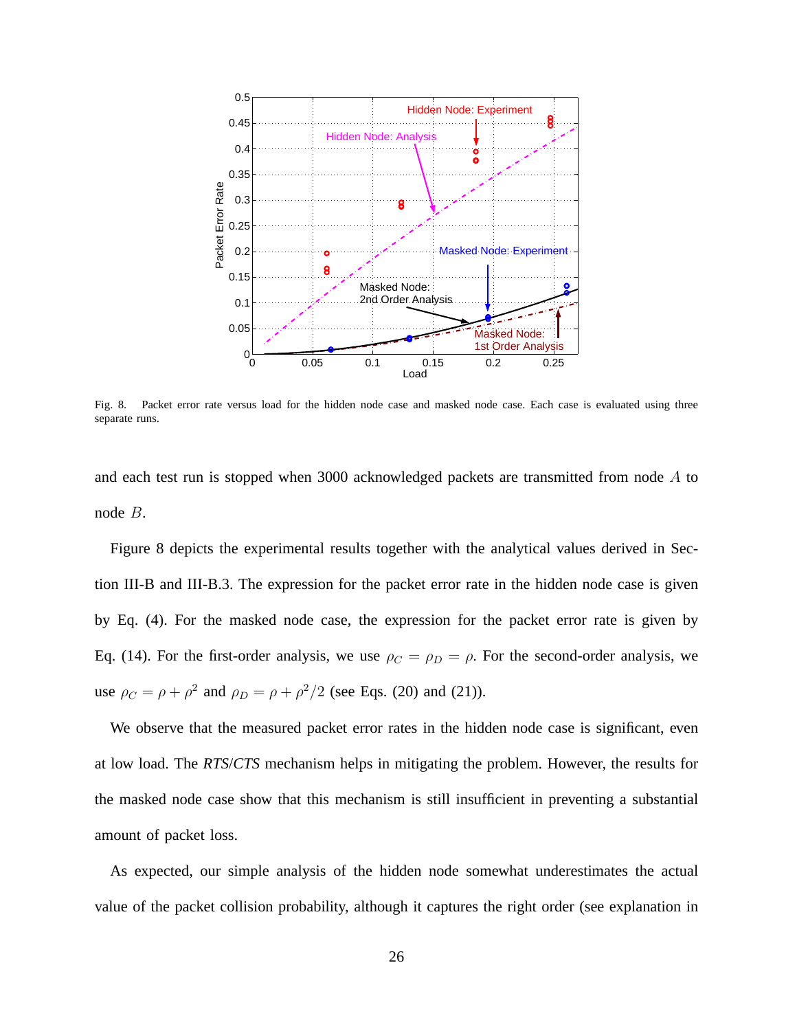Fig. 8. Packet error rate versus load for the hidden node case and masked node case. Each case is evaluated using three separate runs.

and each test run is stopped when 3000 acknowledged packets are transmitted from node $A$ to node $B$.

Figure 8 depicts the experimental results together with the analytical values derived in Section III-B and III-B.3. The expression for the packet error rate in the hidden node case is given by Eq. (4). For the masked node case, the expression for the packet error rate is given by Eq. (14). For the first-order analysis, we use $\rho_C = \rho_D = \rho$. For the second-order analysis, we use $\rho_C = \rho + \rho^2$ and $\rho_D = \rho + \rho^2/2$ (see Eqs. (20) and (21)).

We observe that the measured packet error rates in the hidden node case is significant, even at low load. The *RTS*/*CTS* mechanism helps in mitigating the problem. However, the results for the masked node case show that this mechanism is still insufficient in preventing a substantial amount of packet loss.

As expected, our simple analysis of the hidden node somewhat underestimates the actual value of the packet collision probability, although it captures the right order (see explanation in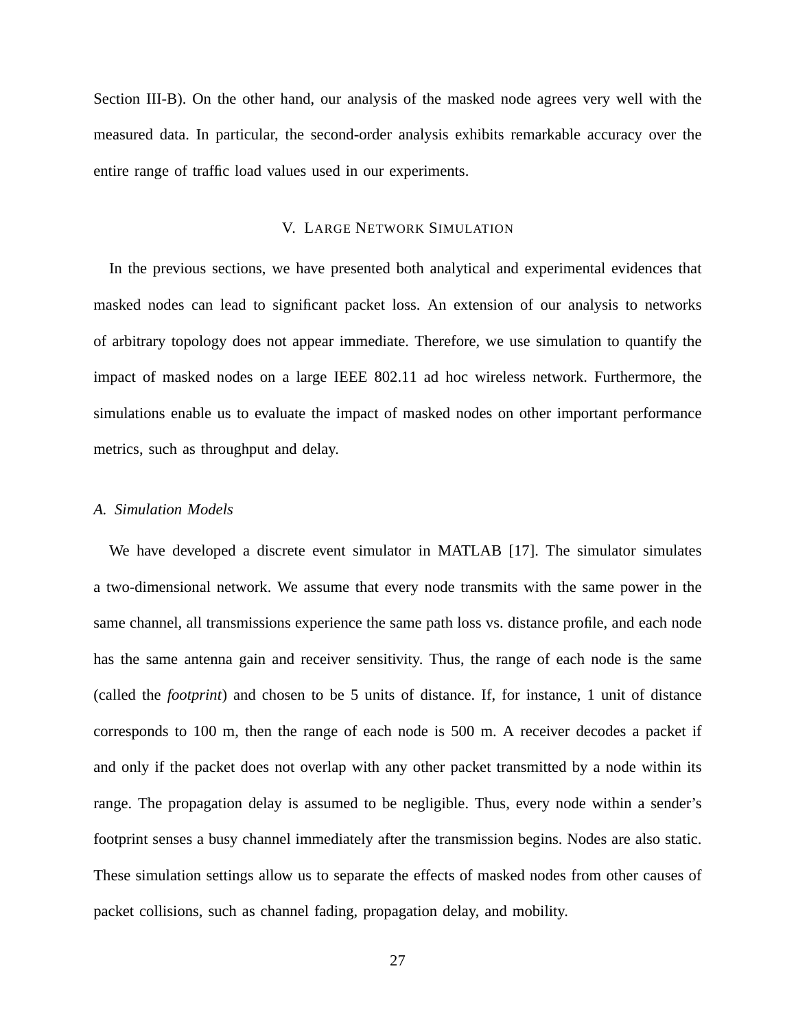Section III-B). On the other hand, our analysis of the masked node agrees very well with the measured data. In particular, the second-order analysis exhibits remarkable accuracy over the entire range of traffic load values used in our experiments.

## V. Large Network Simulation

In the previous sections, we have presented both analytical and experimental evidences that masked nodes can lead to significant packet loss. An extension of our analysis to networks of arbitrary topology does not appear immediate. Therefore, we use simulation to quantify the impact of masked nodes on a large IEEE 802.11 ad hoc wireless network. Furthermore, the simulations enable us to evaluate the impact of masked nodes on other important performance metrics, such as throughput and delay.

### A. Simulation Models

We have developed a discrete event simulator in MATLAB [17]. The simulator simulates a two-dimensional network. We assume that every node transmits with the same power in the same channel, all transmissions experience the same path loss vs. distance profile, and each node has the same antenna gain and receiver sensitivity. Thus, the range of each node is the same (called the *footprint*) and chosen to be 5 units of distance. If, for instance, 1 unit of distance corresponds to 100 m, then the range of each node is 500 m. A receiver decodes a packet if and only if the packet does not overlap with any other packet transmitted by a node within its range. The propagation delay is assumed to be negligible. Thus, every node within a sender's footprint senses a busy channel immediately after the transmission begins. Nodes are also static. These simulation settings allow us to separate the effects of masked nodes from other causes of packet collisions, such as channel fading, propagation delay, and mobility.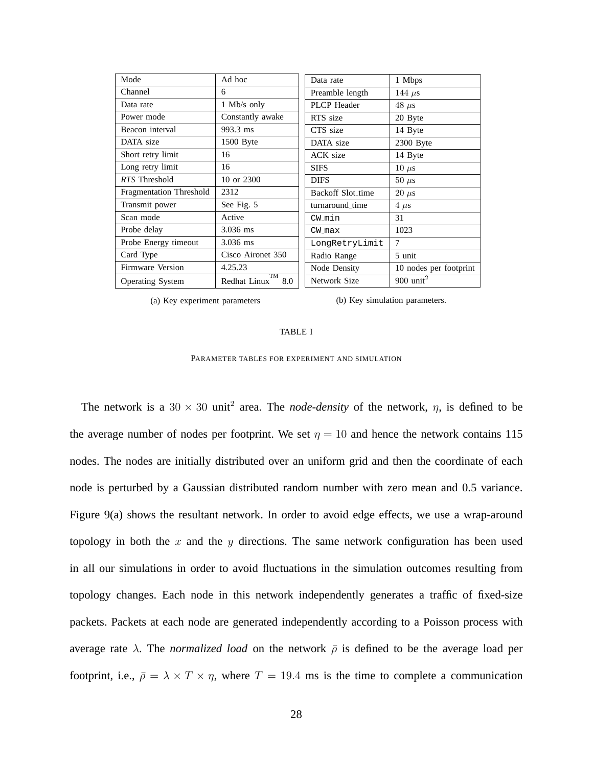| Mode | Ad hoc |
|---|---|
| Channel | 6 |
| Data rate | 1 Mb/s only |
| Power mode | Constantly awake |
| Beacon interval | 993.3 ms |
| DATA size | 1500 Byte |
| Short retry limit | 16 |
| Long retry limit | 16 |
| *RTS* Threshold | 10 or 2300 |
| Fragmentation Threshold | 2312 |
| Transmit power | See Fig. 5 |
| Scan mode | Active |
| Probe delay | 3.036 ms |
| Probe Energy timeout | 3.036 ms |
| Card Type | Cisco Aironet 350 |
| Firmware Version | 4.25.23 |
| Operating System | Redhat Linux™ 8.0 |

(a) Key experiment parameters

| Data rate | 1 Mbps |
|---|---|
| Preamble length | 144 $\mu$s |
| PLCP Header | 48 $\mu$s |
| RTS size | 20 Byte |
| CTS size | 14 Byte |
| DATA size | 2300 Byte |
| ACK size | 14 Byte |
| SIFS | 10 $\mu$s |
| DIFS | 50 $\mu$s |
| Backoff Slot_time | 20 $\mu$s |
| turnaround_time | 4 $\mu$s |
| `CW_min` | 31 |
| `CW_max` | 1023 |
| `LongRetryLimit` | 7 |
| Radio Range | 5 unit |
| Node Density | 10 nodes per footprint |
| Network Size | 900 unit$^2$ |

(b) Key simulation parameters.

TABLE I

PARAMETER TABLES FOR EXPERIMENT AND SIMULATION

The network is a $30 \times 30$ unit$^2$ area. The *node-density* of the network, $\eta$, is defined to be the average number of nodes per footprint. We set $\eta = 10$ and hence the network contains 115 nodes. The nodes are initially distributed over an uniform grid and then the coordinate of each node is perturbed by a Gaussian distributed random number with zero mean and 0.5 variance. Figure 9(a) shows the resultant network. In order to avoid edge effects, we use a wrap-around topology in both the $x$ and the $y$ directions. The same network configuration has been used in all our simulations in order to avoid fluctuations in the simulation outcomes resulting from topology changes. Each node in this network independently generates a traffic of fixed-size packets. Packets at each node are generated independently according to a Poisson process with average rate $\lambda$. The *normalized load* on the network $\bar{\rho}$ is defined to be the average load per footprint, i.e., $\bar{\rho} = \lambda \times T \times \eta$, where $T = 19.4$ ms is the time to complete a communication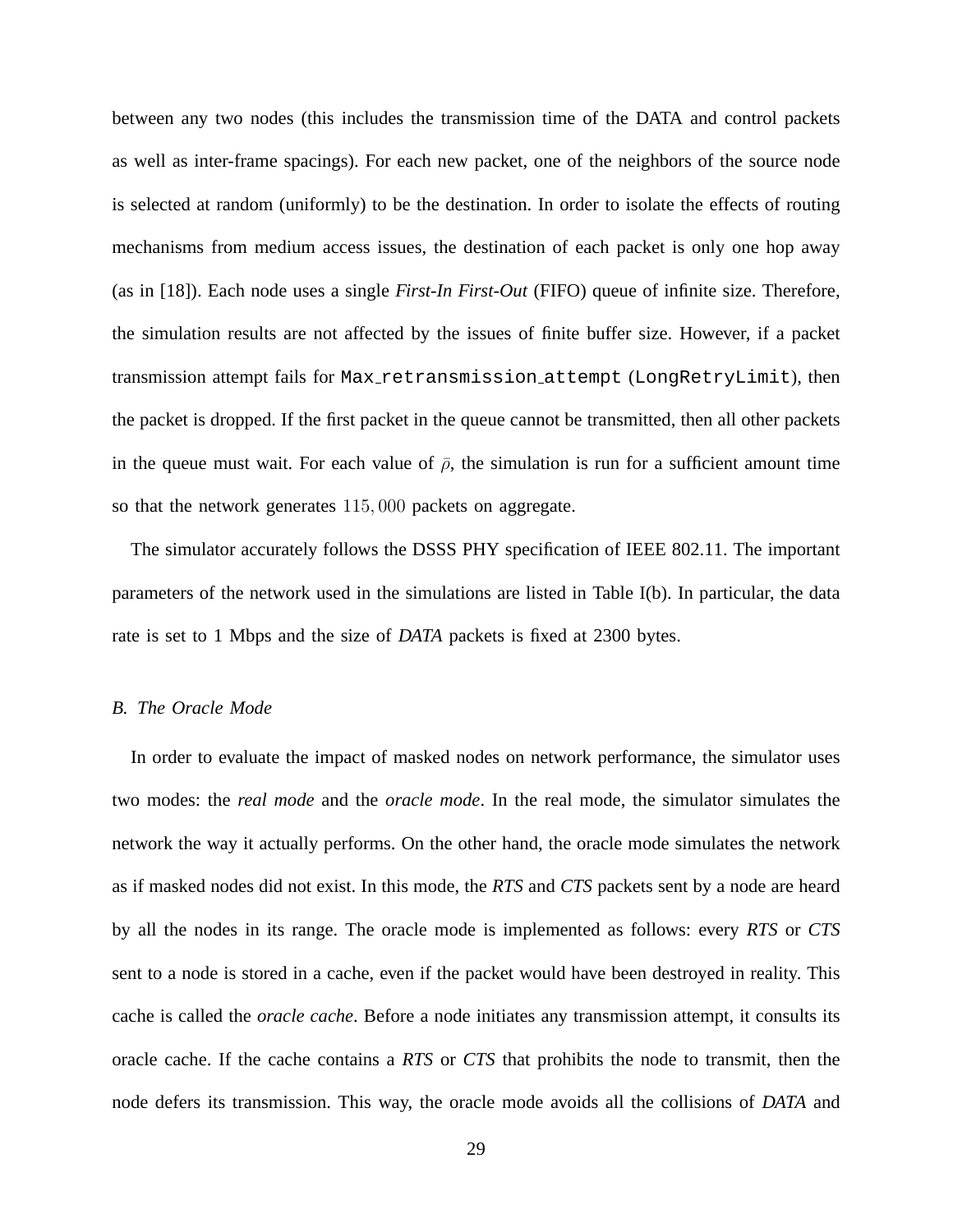between any two nodes (this includes the transmission time of the DATA and control packets as well as inter-frame spacings). For each new packet, one of the neighbors of the source node is selected at random (uniformly) to be the destination. In order to isolate the effects of routing mechanisms from medium access issues, the destination of each packet is only one hop away (as in [18]). Each node uses a single *First-In First-Out* (FIFO) queue of infinite size. Therefore, the simulation results are not affected by the issues of finite buffer size. However, if a packet transmission attempt fails for `Max_retransmission_attempt` (`LongRetryLimit`), then the packet is dropped. If the first packet in the queue cannot be transmitted, then all other packets in the queue must wait. For each value of $\bar{\rho}$, the simulation is run for a sufficient amount time so that the network generates $115,000$ packets on aggregate.

The simulator accurately follows the DSSS PHY specification of IEEE 802.11. The important parameters of the network used in the simulations are listed in Table I(b). In particular, the data rate is set to 1 Mbps and the size of *DATA* packets is fixed at 2300 bytes.

### B. The Oracle Mode

In order to evaluate the impact of masked nodes on network performance, the simulator uses two modes: the *real mode* and the *oracle mode*. In the real mode, the simulator simulates the network the way it actually performs. On the other hand, the oracle mode simulates the network as if masked nodes did not exist. In this mode, the *RTS* and *CTS* packets sent by a node are heard by all the nodes in its range. The oracle mode is implemented as follows: every *RTS* or *CTS* sent to a node is stored in a cache, even if the packet would have been destroyed in reality. This cache is called the *oracle cache*. Before a node initiates any transmission attempt, it consults its oracle cache. If the cache contains a *RTS* or *CTS* that prohibits the node to transmit, then the node defers its transmission. This way, the oracle mode avoids all the collisions of *DATA* and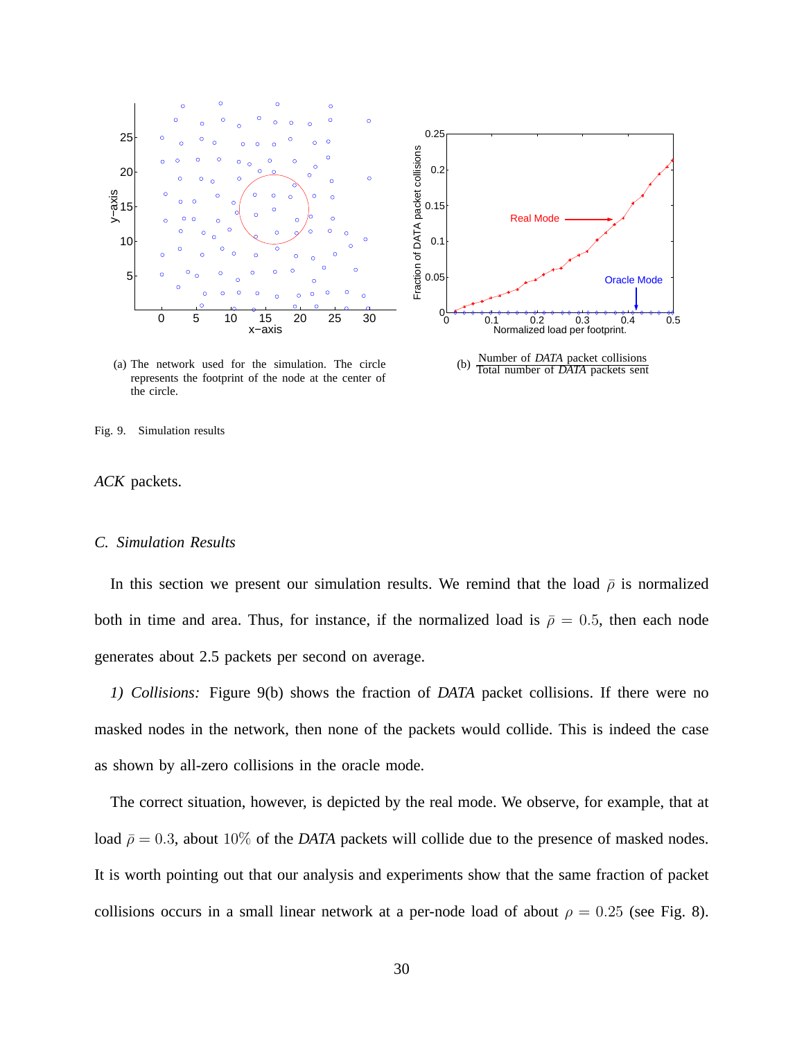(a) The network used for the simulation. The circle represents the footprint of the node at the center of the circle.

(b) $\frac{\text{Number of } \textit{DATA} \text{ packet collisions}}{\text{Total number of } \textit{DATA} \text{ packets sent}}$

Fig. 9. Simulation results

*ACK* packets.

### *C. Simulation Results*

In this section we present our simulation results. We remind that the load $\bar{\rho}$ is normalized both in time and area. Thus, for instance, if the normalized load is $\bar{\rho} = 0.5$, then each node generates about 2.5 packets per second on average.

*1) Collisions:* Figure 9(b) shows the fraction of *DATA* packet collisions. If there were no masked nodes in the network, then none of the packets would collide. This is indeed the case as shown by all-zero collisions in the oracle mode.

The correct situation, however, is depicted by the real mode. We observe, for example, that at load $\bar{\rho} = 0.3$, about $10\%$ of the *DATA* packets will collide due to the presence of masked nodes. It is worth pointing out that our analysis and experiments show that the same fraction of packet collisions occurs in a small linear network at a per-node load of about $\rho = 0.25$ (see Fig. 8).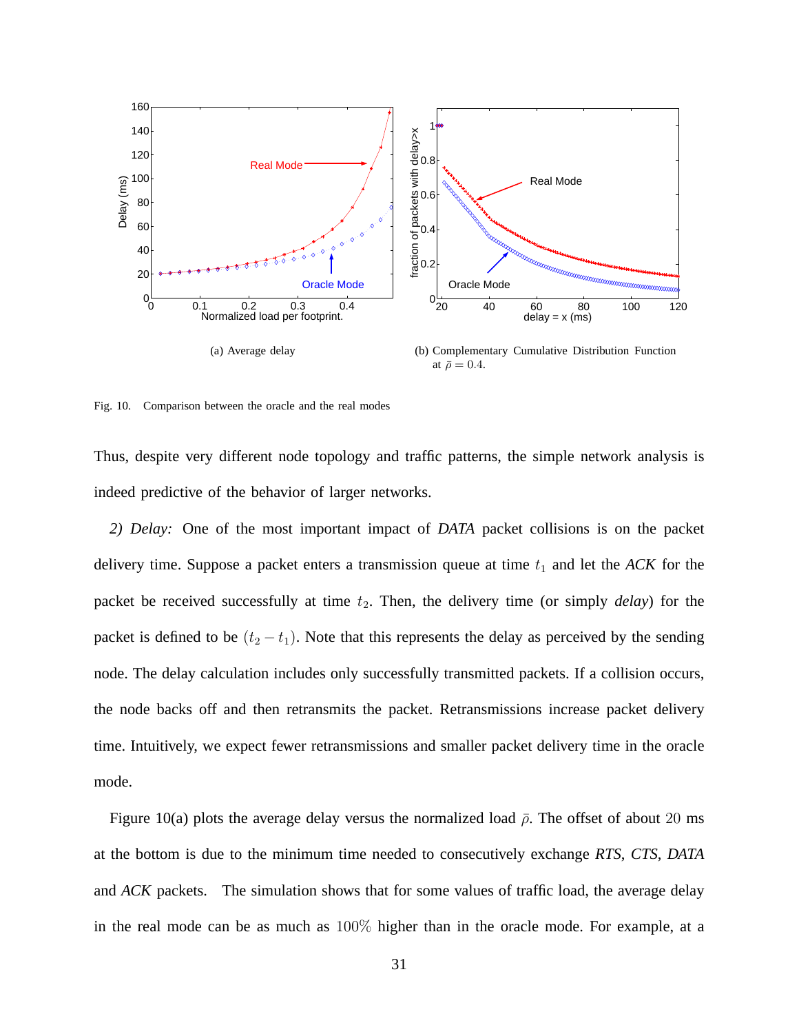(a) Average delay

(b) Complementary Cumulative Distribution Function at $\bar{\rho} = 0.4$.

Fig. 10. Comparison between the oracle and the real modes

Thus, despite very different node topology and traffic patterns, the simple network analysis is indeed predictive of the behavior of larger networks.

*2) Delay:* One of the most important impact of *DATA* packet collisions is on the packet delivery time. Suppose a packet enters a transmission queue at time $t_1$ and let the *ACK* for the packet be received successfully at time $t_2$. Then, the delivery time (or simply *delay*) for the packet is defined to be $(t_2 - t_1)$. Note that this represents the delay as perceived by the sending node. The delay calculation includes only successfully transmitted packets. If a collision occurs, the node backs off and then retransmits the packet. Retransmissions increase packet delivery time. Intuitively, we expect fewer retransmissions and smaller packet delivery time in the oracle mode.

Figure 10(a) plots the average delay versus the normalized load $\bar{\rho}$. The offset of about $20$ ms at the bottom is due to the minimum time needed to consecutively exchange *RTS*, *CTS*, *DATA* and *ACK* packets. The simulation shows that for some values of traffic load, the average delay in the real mode can be as much as $100\%$ higher than in the oracle mode. For example, at a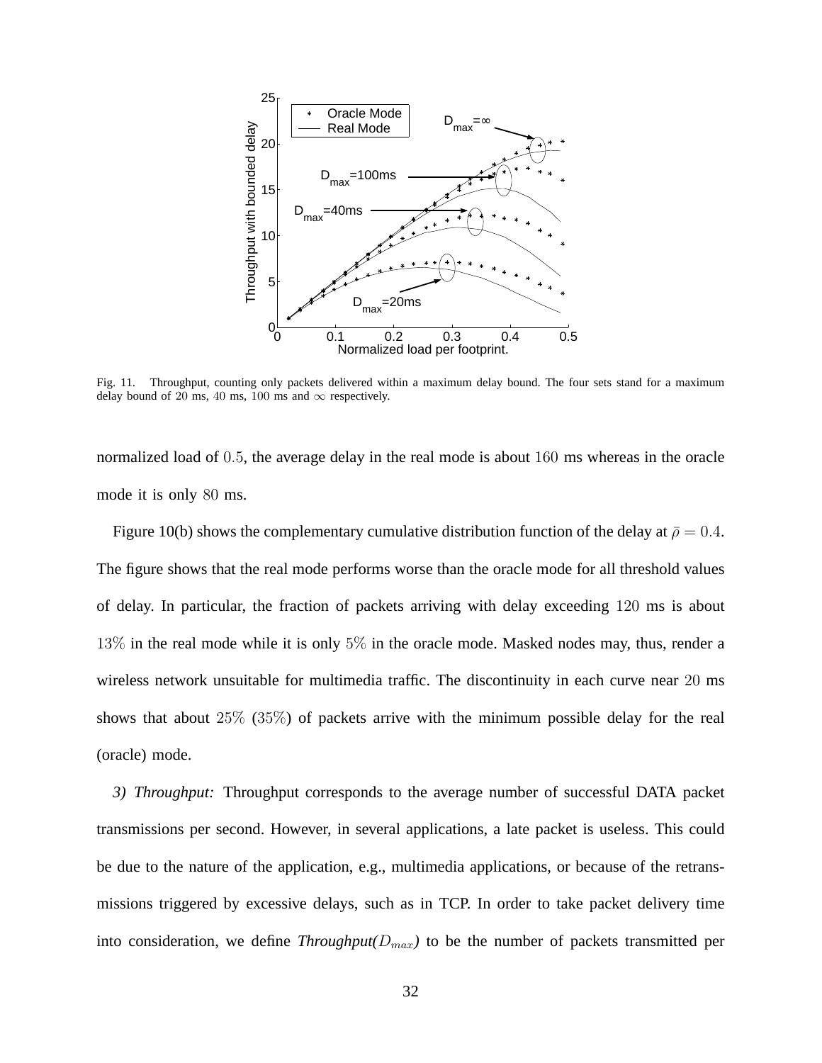Fig. 11. Throughput, counting only packets delivered within a maximum delay bound. The four sets stand for a maximum delay bound of 20 ms, 40 ms, 100 ms and $\infty$ respectively.

normalized load of $0.5$, the average delay in the real mode is about $160$ ms whereas in the oracle mode it is only $80$ ms.

Figure 10(b) shows the complementary cumulative distribution function of the delay at $\bar{\rho} = 0.4$. The figure shows that the real mode performs worse than the oracle mode for all threshold values of delay. In particular, the fraction of packets arriving with delay exceeding $120$ ms is about $13\%$ in the real mode while it is only $5\%$ in the oracle mode. Masked nodes may, thus, render a wireless network unsuitable for multimedia traffic. The discontinuity in each curve near $20$ ms shows that about $25\%$ ($35\%$) of packets arrive with the minimum possible delay for the real (oracle) mode.

*3) Throughput:* Throughput corresponds to the average number of successful DATA packet transmissions per second. However, in several applications, a late packet is useless. This could be due to the nature of the application, e.g., multimedia applications, or because of the retransmissions triggered by excessive delays, such as in TCP. In order to take packet delivery time into consideration, we define ***Throughput($D_{max}$)*** to be the number of packets transmitted per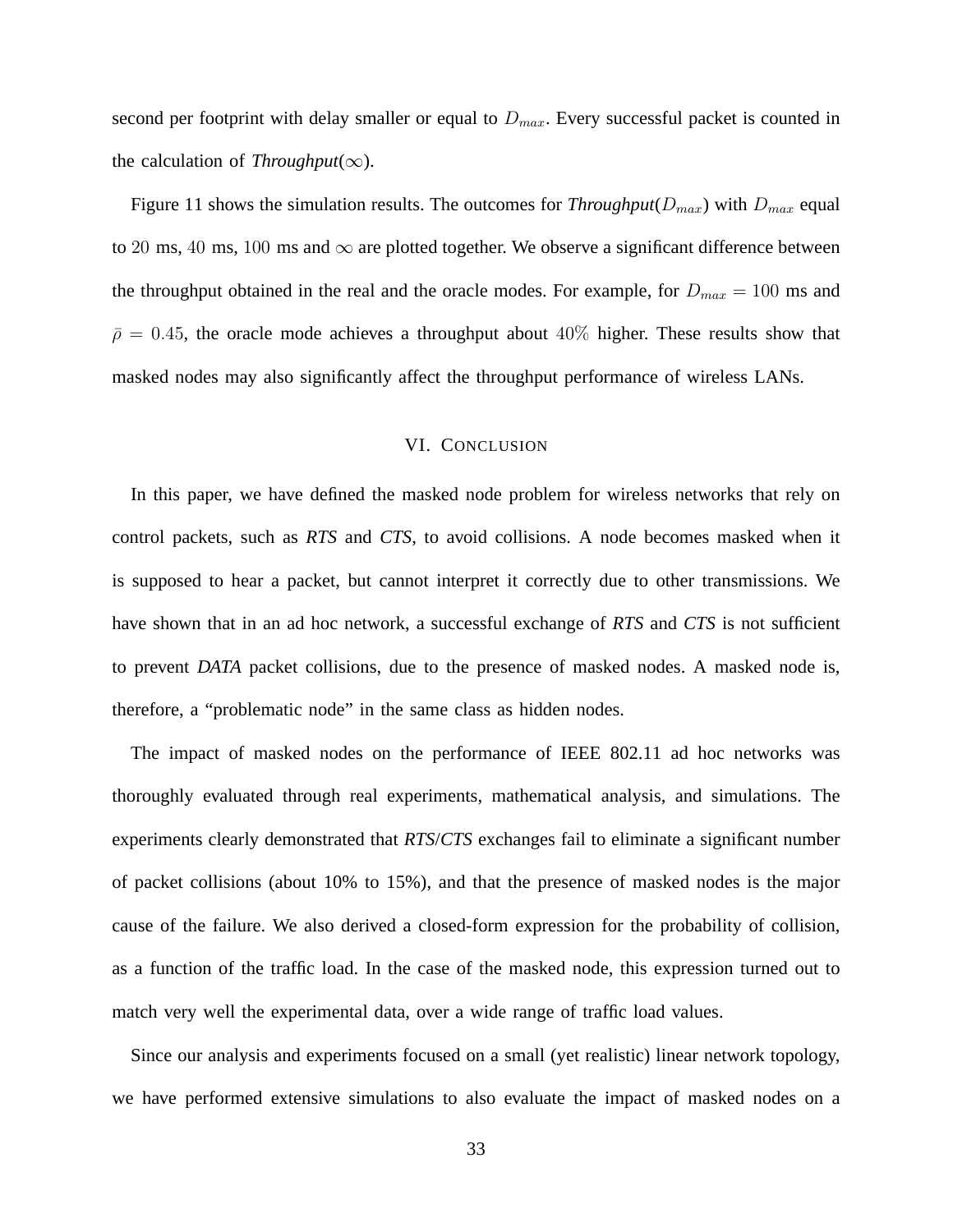second per footprint with delay smaller or equal to $D_{max}$. Every successful packet is counted in the calculation of *Throughput*($\infty$).

Figure 11 shows the simulation results. The outcomes for *Throughput*($D_{max}$) with $D_{max}$ equal to $20$ ms, $40$ ms, $100$ ms and $\infty$ are plotted together. We observe a significant difference between the throughput obtained in the real and the oracle modes. For example, for $D_{max} = 100$ ms and $\bar{\rho} = 0.45$, the oracle mode achieves a throughput about $40\%$ higher. These results show that masked nodes may also significantly affect the throughput performance of wireless LANs.

## VI. Conclusion

In this paper, we have defined the masked node problem for wireless networks that rely on control packets, such as *RTS* and *CTS*, to avoid collisions. A node becomes masked when it is supposed to hear a packet, but cannot interpret it correctly due to other transmissions. We have shown that in an ad hoc network, a successful exchange of *RTS* and *CTS* is not sufficient to prevent *DATA* packet collisions, due to the presence of masked nodes. A masked node is, therefore, a "problematic node" in the same class as hidden nodes.

The impact of masked nodes on the performance of IEEE 802.11 ad hoc networks was thoroughly evaluated through real experiments, mathematical analysis, and simulations. The experiments clearly demonstrated that *RTS*/*CTS* exchanges fail to eliminate a significant number of packet collisions (about 10% to 15%), and that the presence of masked nodes is the major cause of the failure. We also derived a closed-form expression for the probability of collision, as a function of the traffic load. In the case of the masked node, this expression turned out to match very well the experimental data, over a wide range of traffic load values.

Since our analysis and experiments focused on a small (yet realistic) linear network topology, we have performed extensive simulations to also evaluate the impact of masked nodes on a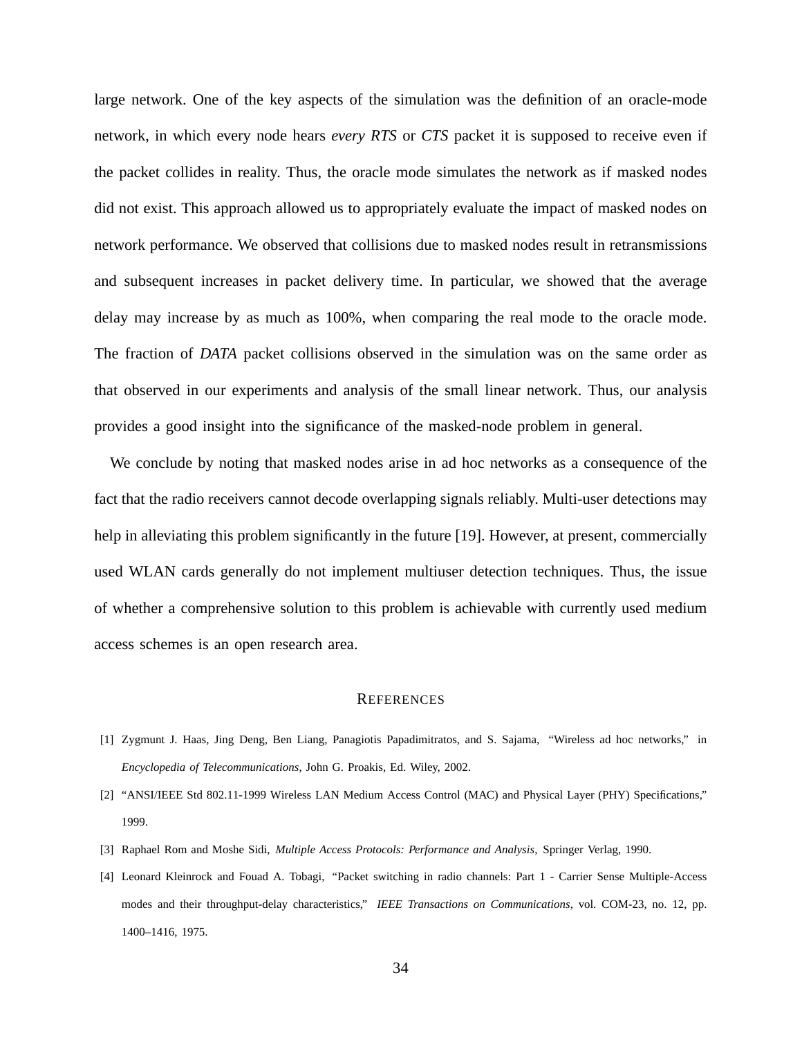large network. One of the key aspects of the simulation was the definition of an oracle-mode network, in which every node hears *every RTS* or *CTS* packet it is supposed to receive even if the packet collides in reality. Thus, the oracle mode simulates the network as if masked nodes did not exist. This approach allowed us to appropriately evaluate the impact of masked nodes on network performance. We observed that collisions due to masked nodes result in retransmissions and subsequent increases in packet delivery time. In particular, we showed that the average delay may increase by as much as 100%, when comparing the real mode to the oracle mode. The fraction of *DATA* packet collisions observed in the simulation was on the same order as that observed in our experiments and analysis of the small linear network. Thus, our analysis provides a good insight into the significance of the masked-node problem in general.

We conclude by noting that masked nodes arise in ad hoc networks as a consequence of the fact that the radio receivers cannot decode overlapping signals reliably. Multi-user detections may help in alleviating this problem significantly in the future [19]. However, at present, commercially used WLAN cards generally do not implement multiuser detection techniques. Thus, the issue of whether a comprehensive solution to this problem is achievable with currently used medium access schemes is an open research area.

## REFERENCES

[1] Zygmunt J. Haas, Jing Deng, Ben Liang, Panagiotis Papadimitratos, and S. Sajama, "Wireless ad hoc networks," in *Encyclopedia of Telecommunications*, John G. Proakis, Ed. Wiley, 2002.

[2] "ANSI/IEEE Std 802.11-1999 Wireless LAN Medium Access Control (MAC) and Physical Layer (PHY) Specifications," 1999.

[3] Raphael Rom and Moshe Sidi, *Multiple Access Protocols: Performance and Analysis*, Springer Verlag, 1990.

[4] Leonard Kleinrock and Fouad A. Tobagi, "Packet switching in radio channels: Part 1 - Carrier Sense Multiple-Access modes and their throughput-delay characteristics," *IEEE Transactions on Communications*, vol. COM-23, no. 12, pp. 1400–1416, 1975.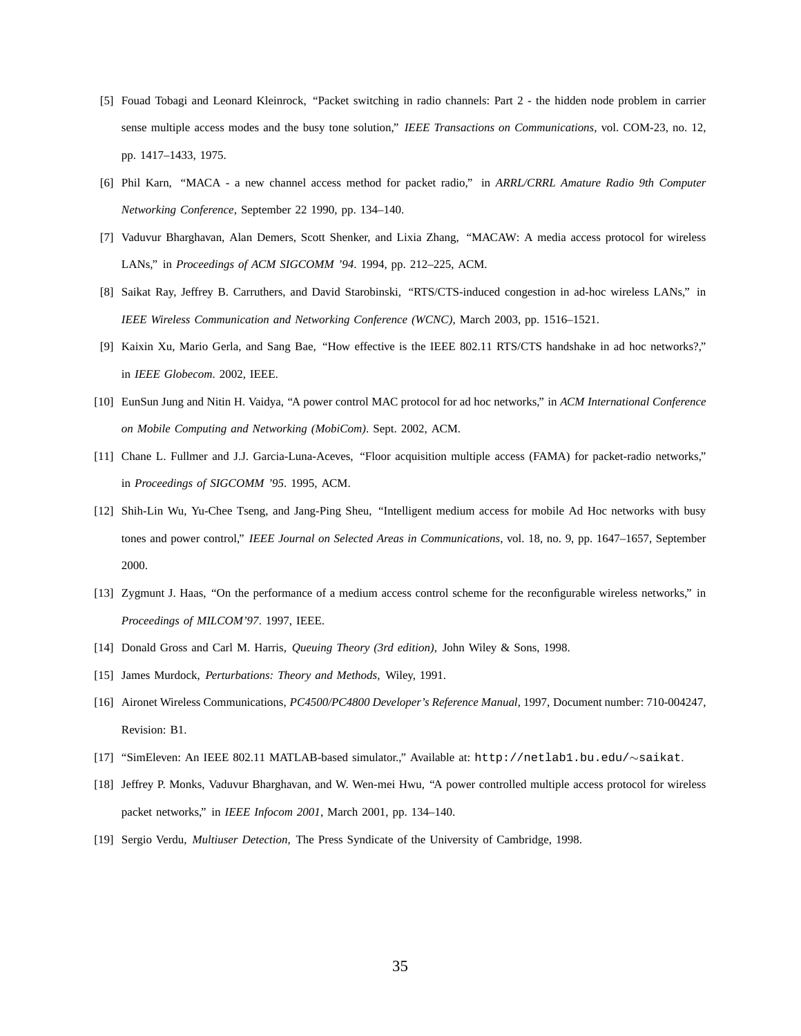[5] Fouad Tobagi and Leonard Kleinrock, "Packet switching in radio channels: Part 2 - the hidden node problem in carrier sense multiple access modes and the busy tone solution," *IEEE Transactions on Communications*, vol. COM-23, no. 12, pp. 1417–1433, 1975.

[6] Phil Karn, "MACA - a new channel access method for packet radio," in *ARRL/CRRL Amature Radio 9th Computer Networking Conference*, September 22 1990, pp. 134–140.

[7] Vaduvur Bharghavan, Alan Demers, Scott Shenker, and Lixia Zhang, "MACAW: A media access protocol for wireless LANs," in *Proceedings of ACM SIGCOMM '94*. 1994, pp. 212–225, ACM.

[8] Saikat Ray, Jeffrey B. Carruthers, and David Starobinski, "RTS/CTS-induced congestion in ad-hoc wireless LANs," in *IEEE Wireless Communication and Networking Conference (WCNC)*, March 2003, pp. 1516–1521.

[9] Kaixin Xu, Mario Gerla, and Sang Bae, "How effective is the IEEE 802.11 RTS/CTS handshake in ad hoc networks?," in *IEEE Globecom*. 2002, IEEE.

[10] EunSun Jung and Nitin H. Vaidya, "A power control MAC protocol for ad hoc networks," in *ACM International Conference on Mobile Computing and Networking (MobiCom)*. Sept. 2002, ACM.

[11] Chane L. Fullmer and J.J. Garcia-Luna-Aceves, "Floor acquisition multiple access (FAMA) for packet-radio networks," in *Proceedings of SIGCOMM '95*. 1995, ACM.

[12] Shih-Lin Wu, Yu-Chee Tseng, and Jang-Ping Sheu, "Intelligent medium access for mobile Ad Hoc networks with busy tones and power control," *IEEE Journal on Selected Areas in Communications*, vol. 18, no. 9, pp. 1647–1657, September 2000.

[13] Zygmunt J. Haas, "On the performance of a medium access control scheme for the reconfigurable wireless networks," in *Proceedings of MILCOM'97*. 1997, IEEE.

[14] Donald Gross and Carl M. Harris, *Queuing Theory (3rd edition)*, John Wiley & Sons, 1998.

[15] James Murdock, *Perturbations: Theory and Methods*, Wiley, 1991.

[16] Aironet Wireless Communications, *PC4500/PC4800 Developer's Reference Manual*, 1997, Document number: 710-004247, Revision: B1.

[17] "SimEleven: An IEEE 802.11 MATLAB-based simulator.," Available at: `http://netlab1.bu.edu/~saikat`.

[18] Jeffrey P. Monks, Vaduvur Bharghavan, and W. Wen-mei Hwu, "A power controlled multiple access protocol for wireless packet networks," in *IEEE Infocom 2001*, March 2001, pp. 134–140.

[19] Sergio Verdu, *Multiuser Detection*, The Press Syndicate of the University of Cambridge, 1998.